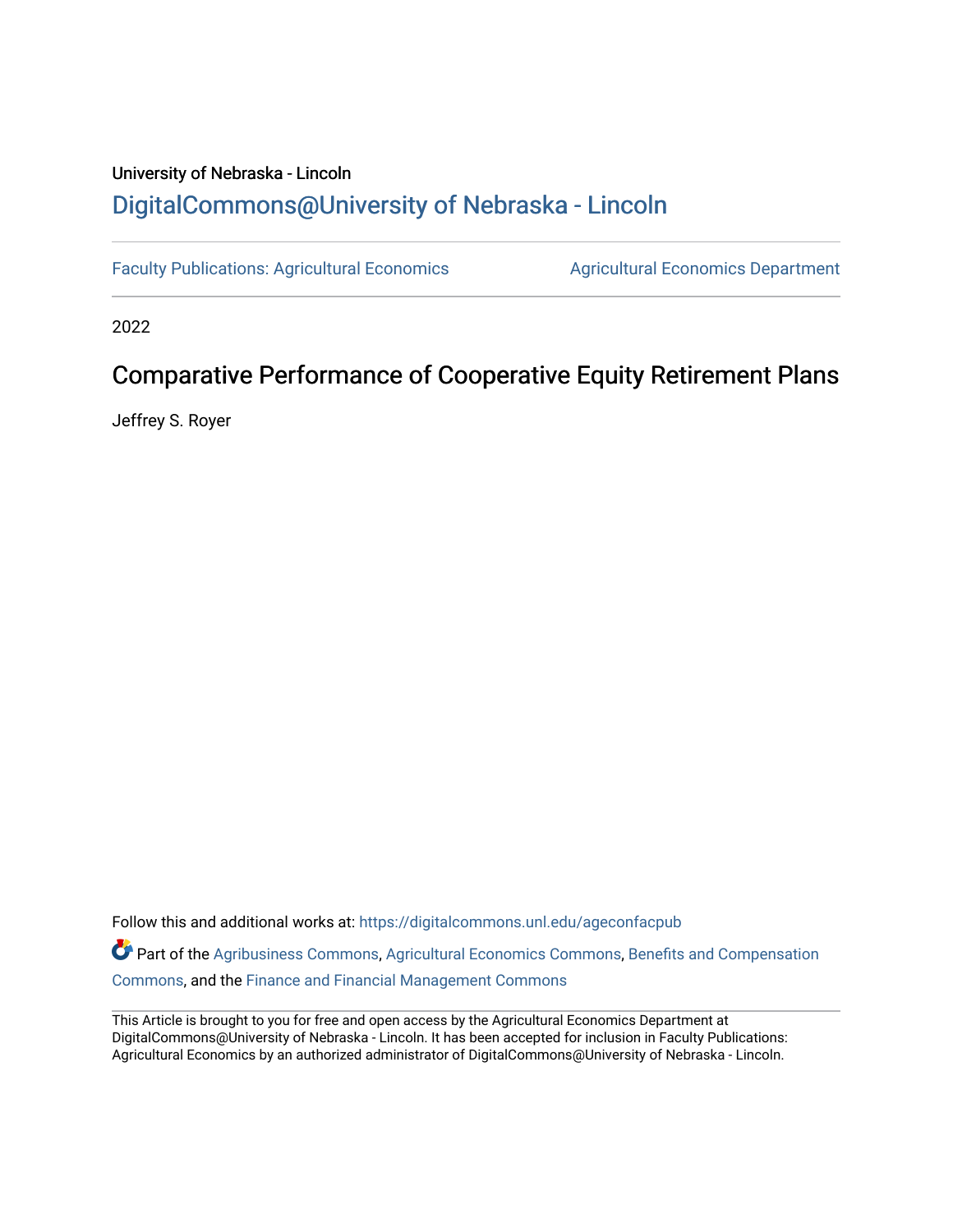University of Nebraska - Lincoln

## DigitalCommons@University of Nebraska - Lincoln

Faculty Publications: Agricultural Economics | Agricultural Economics Department

2022

# Comparative Performance of Cooperative Equity Retirement Plans

Jeffrey S. Royer

Follow this and additional works at: https://digitalcommons.unl.edu/ageconfacpub

Part of the Agribusiness Commons, Agricultural Economics Commons, Benefits and Compensation Commons, and the Finance and Financial Management Commons

This Article is brought to you for free and open access by the Agricultural Economics Department at DigitalCommons@University of Nebraska - Lincoln. It has been accepted for inclusion in Faculty Publications: Agricultural Economics by an authorized administrator of DigitalCommons@University of Nebraska - Lincoln.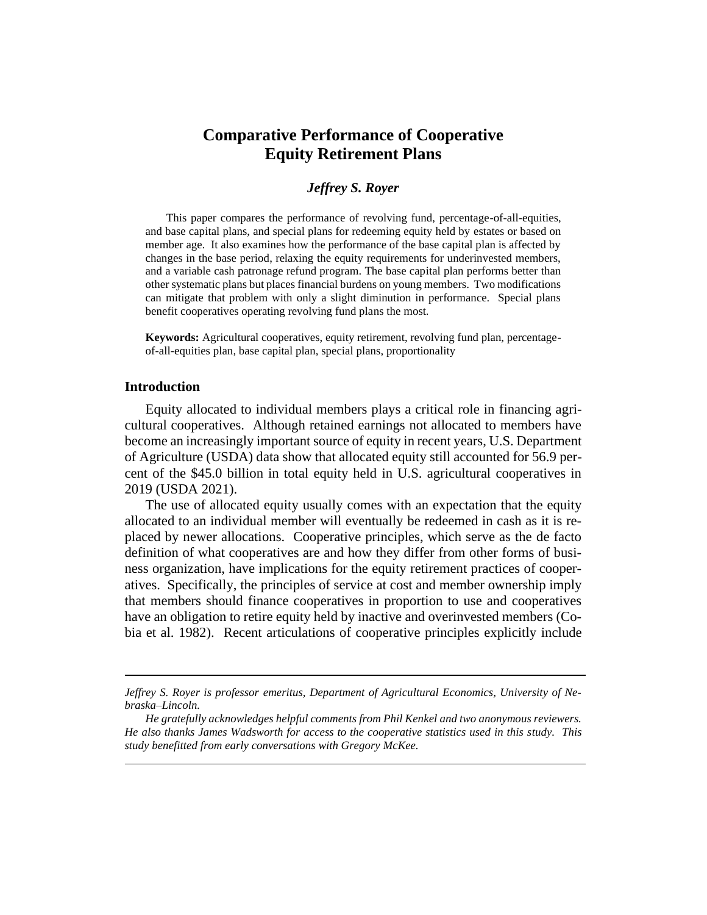# Comparative Performance of Cooperative Equity Retirement Plans

***Jeffrey S. Royer***

This paper compares the performance of revolving fund, percentage-of-all-equities, and base capital plans, and special plans for redeeming equity held by estates or based on member age. It also examines how the performance of the base capital plan is affected by changes in the base period, relaxing the equity requirements for underinvested members, and a variable cash patronage refund program. The base capital plan performs better than other systematic plans but places financial burdens on young members. Two modifications can mitigate that problem with only a slight diminution in performance. Special plans benefit cooperatives operating revolving fund plans the most.

**Keywords:** Agricultural cooperatives, equity retirement, revolving fund plan, percentage-of-all-equities plan, base capital plan, special plans, proportionality

## Introduction

Equity allocated to individual members plays a critical role in financing agricultural cooperatives. Although retained earnings not allocated to members have become an increasingly important source of equity in recent years, U.S. Department of Agriculture (USDA) data show that allocated equity still accounted for 56.9 percent of the $45.0 billion in total equity held in U.S. agricultural cooperatives in 2019 (USDA 2021).

The use of allocated equity usually comes with an expectation that the equity allocated to an individual member will eventually be redeemed in cash as it is replaced by newer allocations. Cooperative principles, which serve as the de facto definition of what cooperatives are and how they differ from other forms of business organization, have implications for the equity retirement practices of cooperatives. Specifically, the principles of service at cost and member ownership imply that members should finance cooperatives in proportion to use and cooperatives have an obligation to retire equity held by inactive and overinvested members (Cobia et al. 1982). Recent articulations of cooperative principles explicitly include

---

*Jeffrey S. Royer is professor emeritus, Department of Agricultural Economics, University of Nebraska–Lincoln.*

*He gratefully acknowledges helpful comments from Phil Kenkel and two anonymous reviewers. He also thanks James Wadsworth for access to the cooperative statistics used in this study. This study benefitted from early conversations with Gregory McKee.*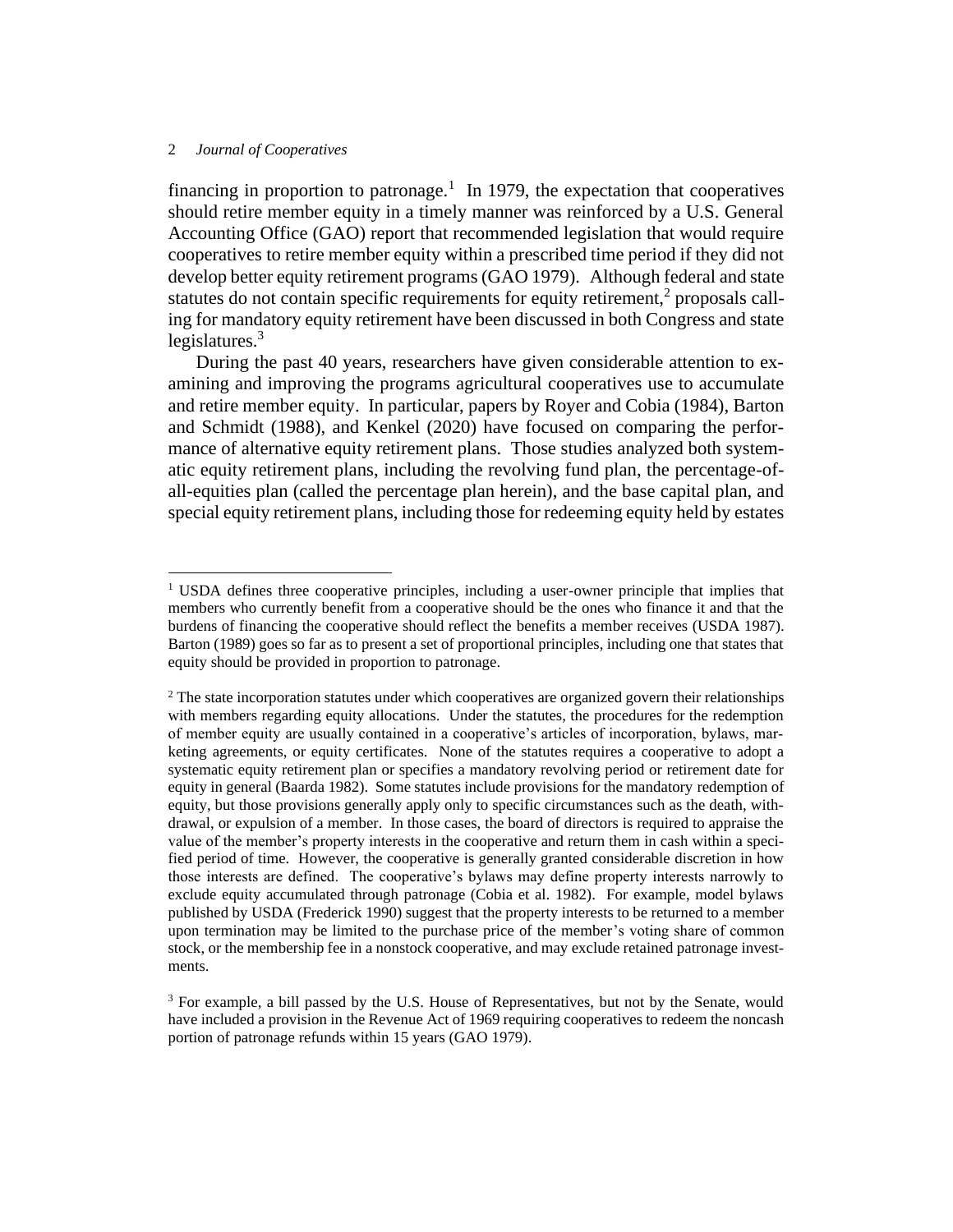financing in proportion to patronage.[1] In 1979, the expectation that cooperatives should retire member equity in a timely manner was reinforced by a U.S. General Accounting Office (GAO) report that recommended legislation that would require cooperatives to retire member equity within a prescribed time period if they did not develop better equity retirement programs (GAO 1979). Although federal and state statutes do not contain specific requirements for equity retirement,[2] proposals calling for mandatory equity retirement have been discussed in both Congress and state legislatures.[3]

During the past 40 years, researchers have given considerable attention to examining and improving the programs agricultural cooperatives use to accumulate and retire member equity. In particular, papers by Royer and Cobia (1984), Barton and Schmidt (1988), and Kenkel (2020) have focused on comparing the performance of alternative equity retirement plans. Those studies analyzed both systematic equity retirement plans, including the revolving fund plan, the percentage-of-all-equities plan (called the percentage plan herein), and the base capital plan, and special equity retirement plans, including those for redeeming equity held by estates

---

[1] USDA defines three cooperative principles, including a user-owner principle that implies that members who currently benefit from a cooperative should be the ones who finance it and that the burdens of financing the cooperative should reflect the benefits a member receives (USDA 1987). Barton (1989) goes so far as to present a set of proportional principles, including one that states that equity should be provided in proportion to patronage.

[2] The state incorporation statutes under which cooperatives are organized govern their relationships with members regarding equity allocations. Under the statutes, the procedures for the redemption of member equity are usually contained in a cooperative's articles of incorporation, bylaws, marketing agreements, or equity certificates. None of the statutes requires a cooperative to adopt a systematic equity retirement plan or specifies a mandatory revolving period or retirement date for equity in general (Baarda 1982). Some statutes include provisions for the mandatory redemption of equity, but those provisions generally apply only to specific circumstances such as the death, withdrawal, or expulsion of a member. In those cases, the board of directors is required to appraise the value of the member's property interests in the cooperative and return them in cash within a specified period of time. However, the cooperative is generally granted considerable discretion in how those interests are defined. The cooperative's bylaws may define property interests narrowly to exclude equity accumulated through patronage (Cobia et al. 1982). For example, model bylaws published by USDA (Frederick 1990) suggest that the property interests to be returned to a member upon termination may be limited to the purchase price of the member's voting share of common stock, or the membership fee in a nonstock cooperative, and may exclude retained patronage investments.

[3] For example, a bill passed by the U.S. House of Representatives, but not by the Senate, would have included a provision in the Revenue Act of 1969 requiring cooperatives to redeem the noncash portion of patronage refunds within 15 years (GAO 1979).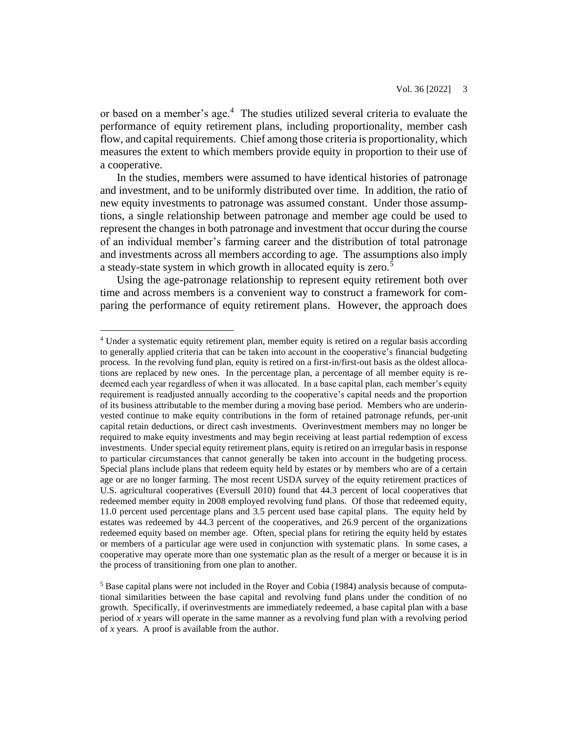or based on a member's age.[4] The studies utilized several criteria to evaluate the performance of equity retirement plans, including proportionality, member cash flow, and capital requirements. Chief among those criteria is proportionality, which measures the extent to which members provide equity in proportion to their use of a cooperative.

In the studies, members were assumed to have identical histories of patronage and investment, and to be uniformly distributed over time. In addition, the ratio of new equity investments to patronage was assumed constant. Under those assumptions, a single relationship between patronage and member age could be used to represent the changes in both patronage and investment that occur during the course of an individual member's farming career and the distribution of total patronage and investments across all members according to age. The assumptions also imply a steady-state system in which growth in allocated equity is zero.[5]

Using the age-patronage relationship to represent equity retirement both over time and across members is a convenient way to construct a framework for comparing the performance of equity retirement plans. However, the approach does

---

[4] Under a systematic equity retirement plan, member equity is retired on a regular basis according to generally applied criteria that can be taken into account in the cooperative's financial budgeting process. In the revolving fund plan, equity is retired on a first-in/first-out basis as the oldest allocations are replaced by new ones. In the percentage plan, a percentage of all member equity is redeemed each year regardless of when it was allocated. In a base capital plan, each member's equity requirement is readjusted annually according to the cooperative's capital needs and the proportion of its business attributable to the member during a moving base period. Members who are underinvested continue to make equity contributions in the form of retained patronage refunds, per-unit capital retain deductions, or direct cash investments. Overinvestment members may no longer be required to make equity investments and may begin receiving at least partial redemption of excess investments. Under special equity retirement plans, equity is retired on an irregular basis in response to particular circumstances that cannot generally be taken into account in the budgeting process. Special plans include plans that redeem equity held by estates or by members who are of a certain age or are no longer farming. The most recent USDA survey of the equity retirement practices of U.S. agricultural cooperatives (Eversull 2010) found that 44.3 percent of local cooperatives that redeemed member equity in 2008 employed revolving fund plans. Of those that redeemed equity, 11.0 percent used percentage plans and 3.5 percent used base capital plans. The equity held by estates was redeemed by 44.3 percent of the cooperatives, and 26.9 percent of the organizations redeemed equity based on member age. Often, special plans for retiring the equity held by estates or members of a particular age were used in conjunction with systematic plans. In some cases, a cooperative may operate more than one systematic plan as the result of a merger or because it is in the process of transitioning from one plan to another.

[5] Base capital plans were not included in the Royer and Cobia (1984) analysis because of computational similarities between the base capital and revolving fund plans under the condition of no growth. Specifically, if overinvestments are immediately redeemed, a base capital plan with a base period of *x* years will operate in the same manner as a revolving fund plan with a revolving period of *x* years. A proof is available from the author.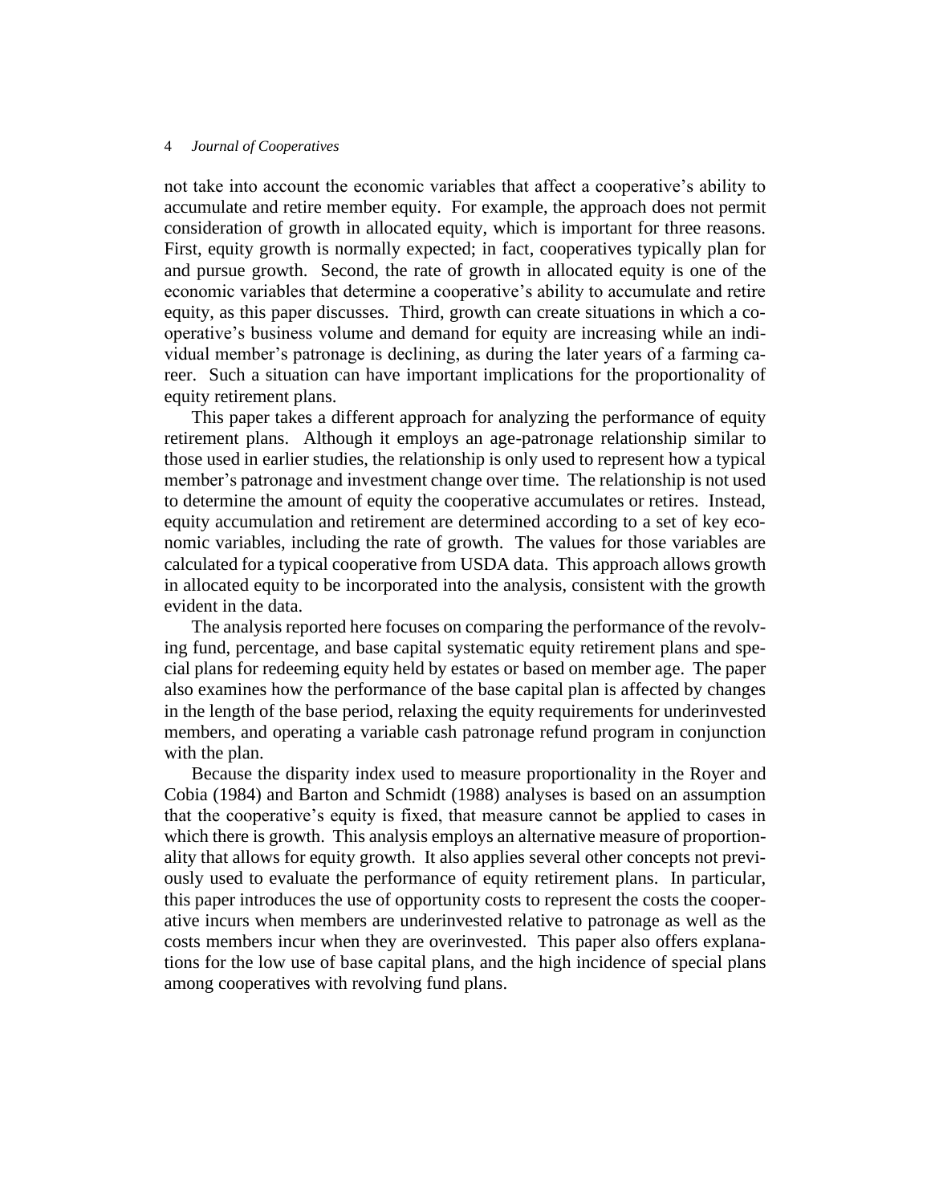not take into account the economic variables that affect a cooperative's ability to accumulate and retire member equity. For example, the approach does not permit consideration of growth in allocated equity, which is important for three reasons. First, equity growth is normally expected; in fact, cooperatives typically plan for and pursue growth. Second, the rate of growth in allocated equity is one of the economic variables that determine a cooperative's ability to accumulate and retire equity, as this paper discusses. Third, growth can create situations in which a cooperative's business volume and demand for equity are increasing while an individual member's patronage is declining, as during the later years of a farming career. Such a situation can have important implications for the proportionality of equity retirement plans.

This paper takes a different approach for analyzing the performance of equity retirement plans. Although it employs an age-patronage relationship similar to those used in earlier studies, the relationship is only used to represent how a typical member's patronage and investment change over time. The relationship is not used to determine the amount of equity the cooperative accumulates or retires. Instead, equity accumulation and retirement are determined according to a set of key economic variables, including the rate of growth. The values for those variables are calculated for a typical cooperative from USDA data. This approach allows growth in allocated equity to be incorporated into the analysis, consistent with the growth evident in the data.

The analysis reported here focuses on comparing the performance of the revolving fund, percentage, and base capital systematic equity retirement plans and special plans for redeeming equity held by estates or based on member age. The paper also examines how the performance of the base capital plan is affected by changes in the length of the base period, relaxing the equity requirements for underinvested members, and operating a variable cash patronage refund program in conjunction with the plan.

Because the disparity index used to measure proportionality in the Royer and Cobia (1984) and Barton and Schmidt (1988) analyses is based on an assumption that the cooperative's equity is fixed, that measure cannot be applied to cases in which there is growth. This analysis employs an alternative measure of proportionality that allows for equity growth. It also applies several other concepts not previously used to evaluate the performance of equity retirement plans. In particular, this paper introduces the use of opportunity costs to represent the costs the cooperative incurs when members are underinvested relative to patronage as well as the costs members incur when they are overinvested. This paper also offers explanations for the low use of base capital plans, and the high incidence of special plans among cooperatives with revolving fund plans.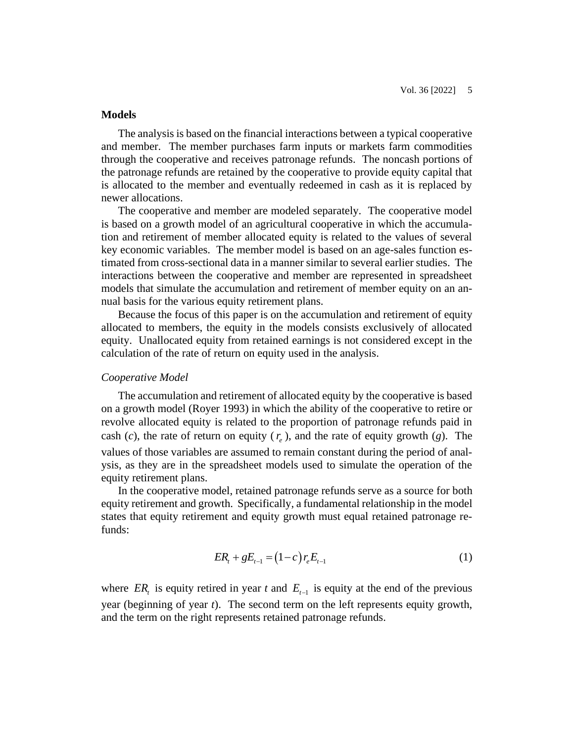## Models

The analysis is based on the financial interactions between a typical cooperative and member. The member purchases farm inputs or markets farm commodities through the cooperative and receives patronage refunds. The noncash portions of the patronage refunds are retained by the cooperative to provide equity capital that is allocated to the member and eventually redeemed in cash as it is replaced by newer allocations.

The cooperative and member are modeled separately. The cooperative model is based on a growth model of an agricultural cooperative in which the accumulation and retirement of member allocated equity is related to the values of several key economic variables. The member model is based on an age-sales function estimated from cross-sectional data in a manner similar to several earlier studies. The interactions between the cooperative and member are represented in spreadsheet models that simulate the accumulation and retirement of member equity on an annual basis for the various equity retirement plans.

Because the focus of this paper is on the accumulation and retirement of equity allocated to members, the equity in the models consists exclusively of allocated equity. Unallocated equity from retained earnings is not considered except in the calculation of the rate of return on equity used in the analysis.

### *Cooperative Model*

The accumulation and retirement of allocated equity by the cooperative is based on a growth model (Royer 1993) in which the ability of the cooperative to retire or revolve allocated equity is related to the proportion of patronage refunds paid in cash ($c$), the rate of return on equity ($r_e$), and the rate of equity growth ($g$). The values of those variables are assumed to remain constant during the period of analysis, as they are in the spreadsheet models used to simulate the operation of the equity retirement plans.

In the cooperative model, retained patronage refunds serve as a source for both equity retirement and growth. Specifically, a fundamental relationship in the model states that equity retirement and equity growth must equal retained patronage refunds:

$$ER_t + gE_{t-1} = (1-c)r_e E_{t-1} \tag{1}$$

where $ER_t$ is equity retired in year $t$ and $E_{t-1}$ is equity at the end of the previous year (beginning of year $t$). The second term on the left represents equity growth, and the term on the right represents retained patronage refunds.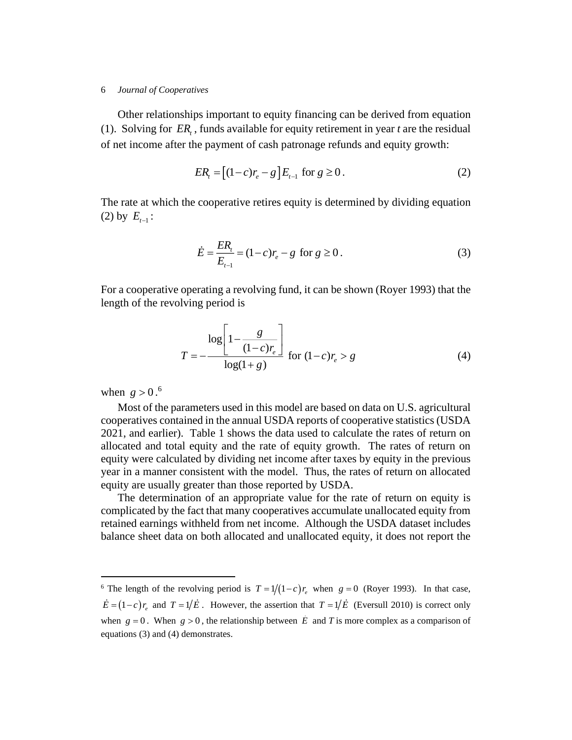Other relationships important to equity financing can be derived from equation (1). Solving for $ER_t$, funds available for equity retirement in year *t* are the residual of net income after the payment of cash patronage refunds and equity growth:

$$ER_t = \left[(1-c)r_e - g\right]E_{t-1} \text{ for } g \geq 0\,. \tag{2}$$

The rate at which the cooperative retires equity is determined by dividing equation (2) by $E_{t-1}$:

$$\dot{E} = \frac{ER_t}{E_{t-1}} = (1-c)r_e - g \text{ for } g \geq 0\,. \tag{3}$$

For a cooperative operating a revolving fund, it can be shown (Royer 1993) that the length of the revolving period is

$$T = -\frac{\log\left[1 - \dfrac{g}{(1-c)r_e}\right]}{\log(1+g)} \text{ for } (1-c)r_e > g \tag{4}$$

when $g > 0$.[6]

Most of the parameters used in this model are based on data on U.S. agricultural cooperatives contained in the annual USDA reports of cooperative statistics (USDA 2021, and earlier). Table 1 shows the data used to calculate the rates of return on allocated and total equity and the rate of equity growth. The rates of return on equity were calculated by dividing net income after taxes by equity in the previous year in a manner consistent with the model. Thus, the rates of return on allocated equity are usually greater than those reported by USDA.

The determination of an appropriate value for the rate of return on equity is complicated by the fact that many cooperatives accumulate unallocated equity from retained earnings withheld from net income. Although the USDA dataset includes balance sheet data on both allocated and unallocated equity, it does not report the

---

[6] The length of the revolving period is $T = 1/(1-c)r_e$ when $g = 0$ (Royer 1993). In that case, $\dot{E} = (1-c)r_e$ and $T = 1/\dot{E}$. However, the assertion that $T = 1/\dot{E}$ (Eversull 2010) is correct only when $g = 0$. When $g > 0$, the relationship between $\dot{E}$ and *T* is more complex as a comparison of equations (3) and (4) demonstrates.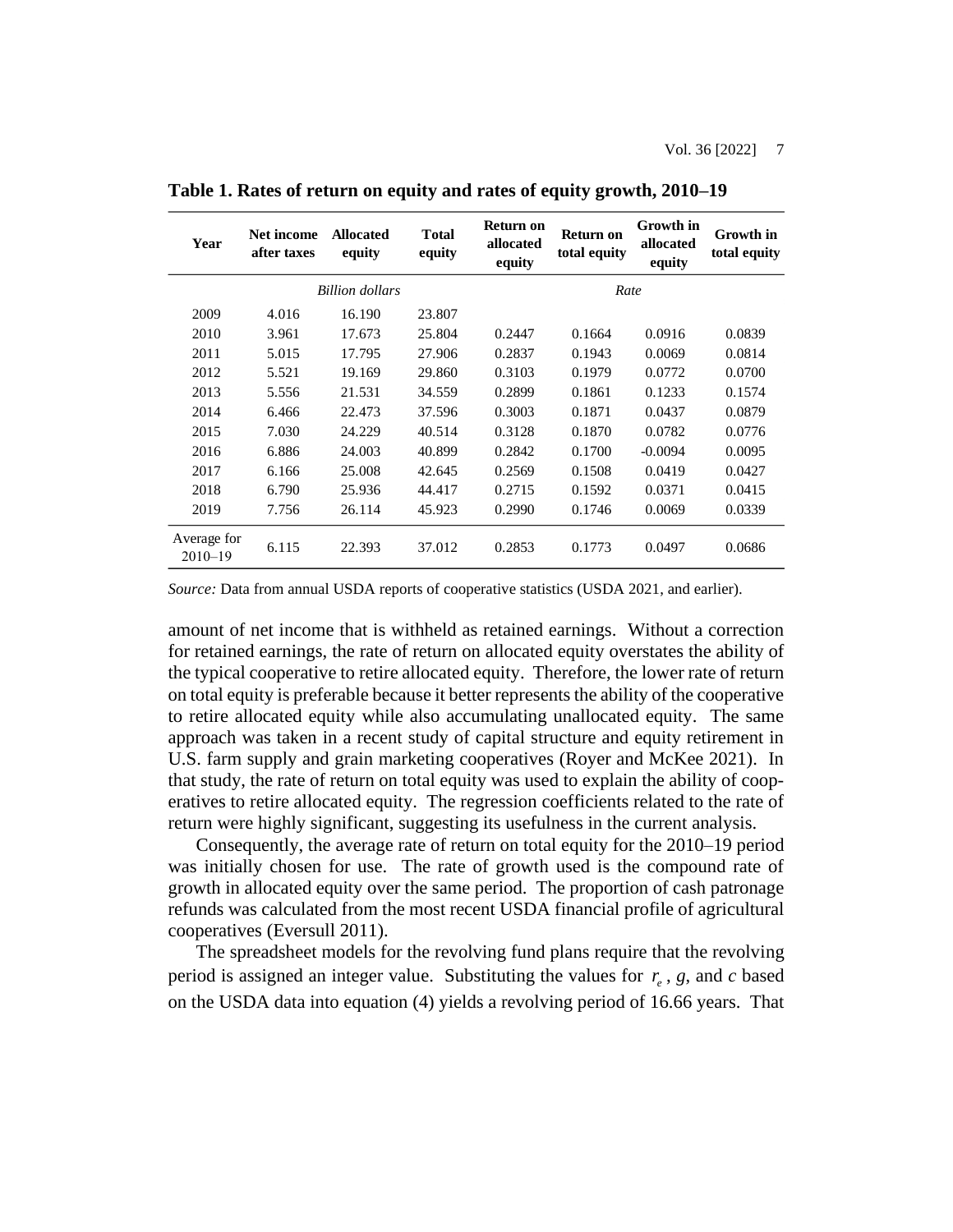**Table 1. Rates of return on equity and rates of equity growth, 2010–19**

| Year | Net income after taxes | Allocated equity | Total equity | Return on allocated equity | Return on total equity | Growth in allocated equity | Growth in total equity |
|---|---|---|---|---|---|---|---|
| | *Billion dollars* | | | *Rate* | | | |
| 2009 | 4.016 | 16.190 | 23.807 | | | | |
| 2010 | 3.961 | 17.673 | 25.804 | 0.2447 | 0.1664 | 0.0916 | 0.0839 |
| 2011 | 5.015 | 17.795 | 27.906 | 0.2837 | 0.1943 | 0.0069 | 0.0814 |
| 2012 | 5.521 | 19.169 | 29.860 | 0.3103 | 0.1979 | 0.0772 | 0.0700 |
| 2013 | 5.556 | 21.531 | 34.559 | 0.2899 | 0.1861 | 0.1233 | 0.1574 |
| 2014 | 6.466 | 22.473 | 37.596 | 0.3003 | 0.1871 | 0.0437 | 0.0879 |
| 2015 | 7.030 | 24.229 | 40.514 | 0.3128 | 0.1870 | 0.0782 | 0.0776 |
| 2016 | 6.886 | 24.003 | 40.899 | 0.2842 | 0.1700 | -0.0094 | 0.0095 |
| 2017 | 6.166 | 25.008 | 42.645 | 0.2569 | 0.1508 | 0.0419 | 0.0427 |
| 2018 | 6.790 | 25.936 | 44.417 | 0.2715 | 0.1592 | 0.0371 | 0.0415 |
| 2019 | 7.756 | 26.114 | 45.923 | 0.2990 | 0.1746 | 0.0069 | 0.0339 |
| Average for 2010–19 | 6.115 | 22.393 | 37.012 | 0.2853 | 0.1773 | 0.0497 | 0.0686 |

*Source:* Data from annual USDA reports of cooperative statistics (USDA 2021, and earlier).

amount of net income that is withheld as retained earnings. Without a correction for retained earnings, the rate of return on allocated equity overstates the ability of the typical cooperative to retire allocated equity. Therefore, the lower rate of return on total equity is preferable because it better represents the ability of the cooperative to retire allocated equity while also accumulating unallocated equity. The same approach was taken in a recent study of capital structure and equity retirement in U.S. farm supply and grain marketing cooperatives (Royer and McKee 2021). In that study, the rate of return on total equity was used to explain the ability of cooperatives to retire allocated equity. The regression coefficients related to the rate of return were highly significant, suggesting its usefulness in the current analysis.

Consequently, the average rate of return on total equity for the 2010–19 period was initially chosen for use. The rate of growth used is the compound rate of growth in allocated equity over the same period. The proportion of cash patronage refunds was calculated from the most recent USDA financial profile of agricultural cooperatives (Eversull 2011).

The spreadsheet models for the revolving fund plans require that the revolving period is assigned an integer value. Substituting the values for $r_e$, $g$, and $c$ based on the USDA data into equation (4) yields a revolving period of 16.66 years. That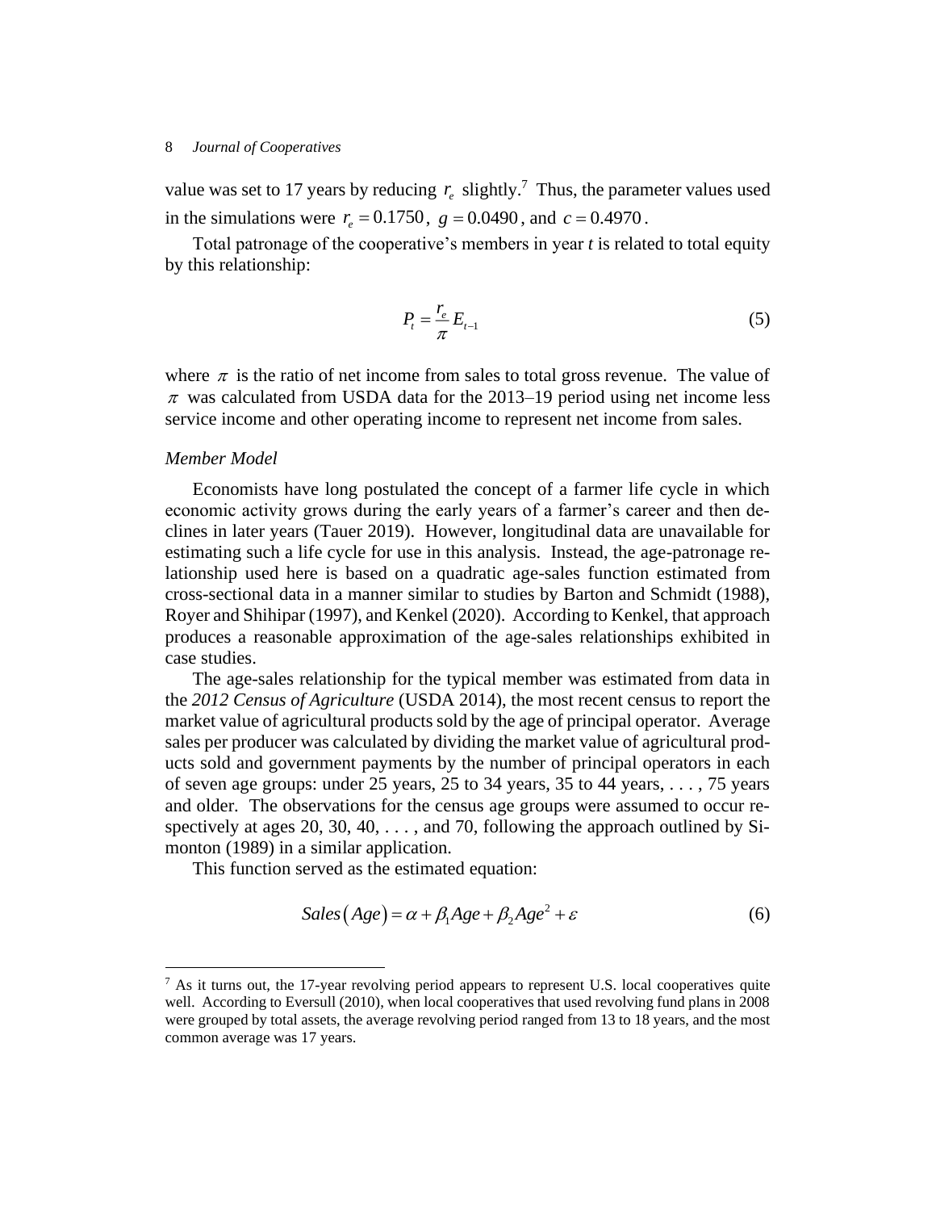value was set to 17 years by reducing $r_e$ slightly.[7] Thus, the parameter values used in the simulations were $r_e = 0.1750$, $g = 0.0490$, and $c = 0.4970$.

Total patronage of the cooperative's members in year *t* is related to total equity by this relationship:

$$P_t = \frac{r_e}{\pi} E_{t-1} \tag{5}$$

where $\pi$ is the ratio of net income from sales to total gross revenue. The value of $\pi$ was calculated from USDA data for the 2013–19 period using net income less service income and other operating income to represent net income from sales.

### *Member Model*

Economists have long postulated the concept of a farmer life cycle in which economic activity grows during the early years of a farmer's career and then declines in later years (Tauer 2019). However, longitudinal data are unavailable for estimating such a life cycle for use in this analysis. Instead, the age-patronage relationship used here is based on a quadratic age-sales function estimated from cross-sectional data in a manner similar to studies by Barton and Schmidt (1988), Royer and Shihipar (1997), and Kenkel (2020). According to Kenkel, that approach produces a reasonable approximation of the age-sales relationships exhibited in case studies.

The age-sales relationship for the typical member was estimated from data in the *2012 Census of Agriculture* (USDA 2014), the most recent census to report the market value of agricultural products sold by the age of principal operator. Average sales per producer was calculated by dividing the market value of agricultural products sold and government payments by the number of principal operators in each of seven age groups: under 25 years, 25 to 34 years, 35 to 44 years, . . . , 75 years and older. The observations for the census age groups were assumed to occur respectively at ages 20, 30, 40, . . . , and 70, following the approach outlined by Simonton (1989) in a similar application.

This function served as the estimated equation:

$$Sales(Age) = \alpha + \beta_1 Age + \beta_2 Age^2 + \varepsilon \tag{6}$$

---

[7] As it turns out, the 17-year revolving period appears to represent U.S. local cooperatives quite well. According to Eversull (2010), when local cooperatives that used revolving fund plans in 2008 were grouped by total assets, the average revolving period ranged from 13 to 18 years, and the most common average was 17 years.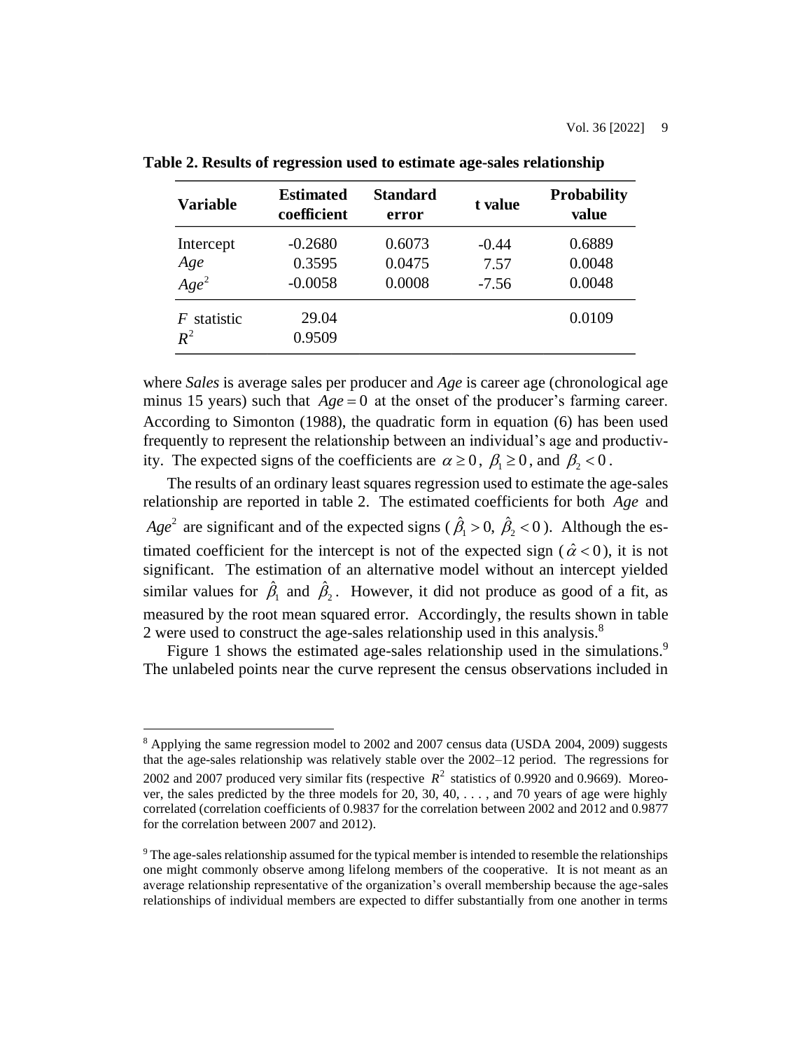**Table 2. Results of regression used to estimate age-sales relationship**

| Variable | Estimated coefficient | Standard error | t value | Probability value |
|---|---|---|---|---|
| Intercept | -0.2680 | 0.6073 | -0.44 | 0.6889 |
| $Age$ | 0.3595 | 0.0475 | 7.57 | 0.0048 |
| $Age^2$ | -0.0058 | 0.0008 | -7.56 | 0.0048 |
| $F$ statistic | 29.04 | | | 0.0109 |
| $R^2$ | 0.9509 | | | |

where *Sales* is average sales per producer and *Age* is career age (chronological age minus 15 years) such that $Age = 0$ at the onset of the producer's farming career. According to Simonton (1988), the quadratic form in equation (6) has been used frequently to represent the relationship between an individual's age and productivity. The expected signs of the coefficients are $\alpha \geq 0$, $\beta_1 \geq 0$, and $\beta_2 < 0$.

The results of an ordinary least squares regression used to estimate the age-sales relationship are reported in table 2. The estimated coefficients for both $Age$ and $Age^2$ are significant and of the expected signs ($\hat{\beta}_1 > 0$, $\hat{\beta}_2 < 0$). Although the estimated coefficient for the intercept is not of the expected sign ($\hat{\alpha} < 0$), it is not significant. The estimation of an alternative model without an intercept yielded similar values for $\hat{\beta}_1$ and $\hat{\beta}_2$. However, it did not produce as good of a fit, as measured by the root mean squared error. Accordingly, the results shown in table 2 were used to construct the age-sales relationship used in this analysis.[8]

Figure 1 shows the estimated age-sales relationship used in the simulations.[9] The unlabeled points near the curve represent the census observations included in

---

[8] Applying the same regression model to 2002 and 2007 census data (USDA 2004, 2009) suggests that the age-sales relationship was relatively stable over the 2002–12 period. The regressions for 2002 and 2007 produced very similar fits (respective $R^2$ statistics of 0.9920 and 0.9669). Moreover, the sales predicted by the three models for 20, 30, 40, . . . , and 70 years of age were highly correlated (correlation coefficients of 0.9837 for the correlation between 2002 and 2012 and 0.9877 for the correlation between 2007 and 2012).

[9] The age-sales relationship assumed for the typical member is intended to resemble the relationships one might commonly observe among lifelong members of the cooperative. It is not meant as an average relationship representative of the organization's overall membership because the age-sales relationships of individual members are expected to differ substantially from one another in terms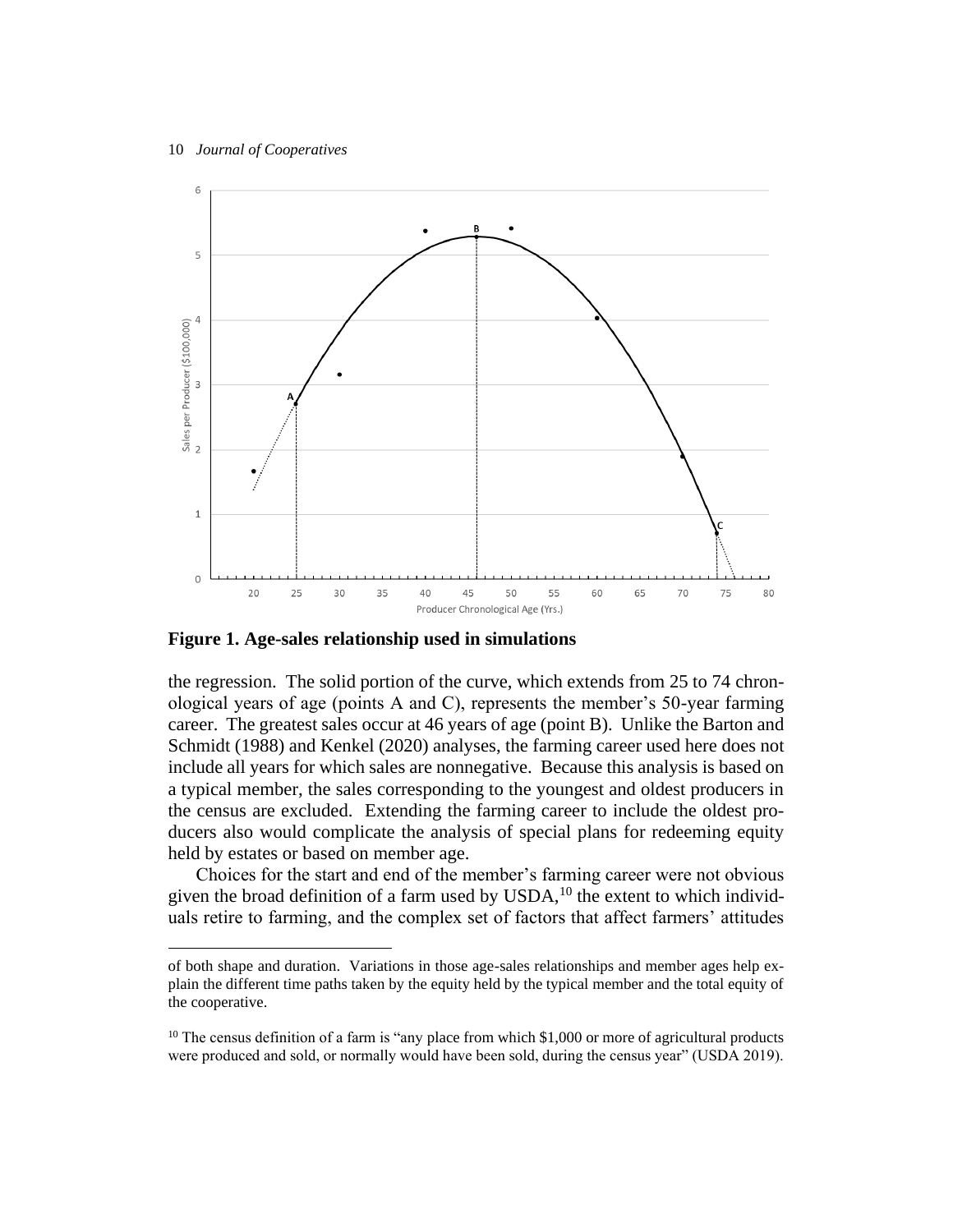**Figure 1. Age-sales relationship used in simulations**

the regression. The solid portion of the curve, which extends from 25 to 74 chronological years of age (points A and C), represents the member's 50-year farming career. The greatest sales occur at 46 years of age (point B). Unlike the Barton and Schmidt (1988) and Kenkel (2020) analyses, the farming career used here does not include all years for which sales are nonnegative. Because this analysis is based on a typical member, the sales corresponding to the youngest and oldest producers in the census are excluded. Extending the farming career to include the oldest producers also would complicate the analysis of special plans for redeeming equity held by estates or based on member age.

Choices for the start and end of the member's farming career were not obvious given the broad definition of a farm used by USDA,[10] the extent to which individuals retire to farming, and the complex set of factors that affect farmers' attitudes

of both shape and duration. Variations in those age-sales relationships and member ages help explain the different time paths taken by the equity held by the typical member and the total equity of the cooperative.

[10] The census definition of a farm is "any place from which $1,000 or more of agricultural products were produced and sold, or normally would have been sold, during the census year" (USDA 2019).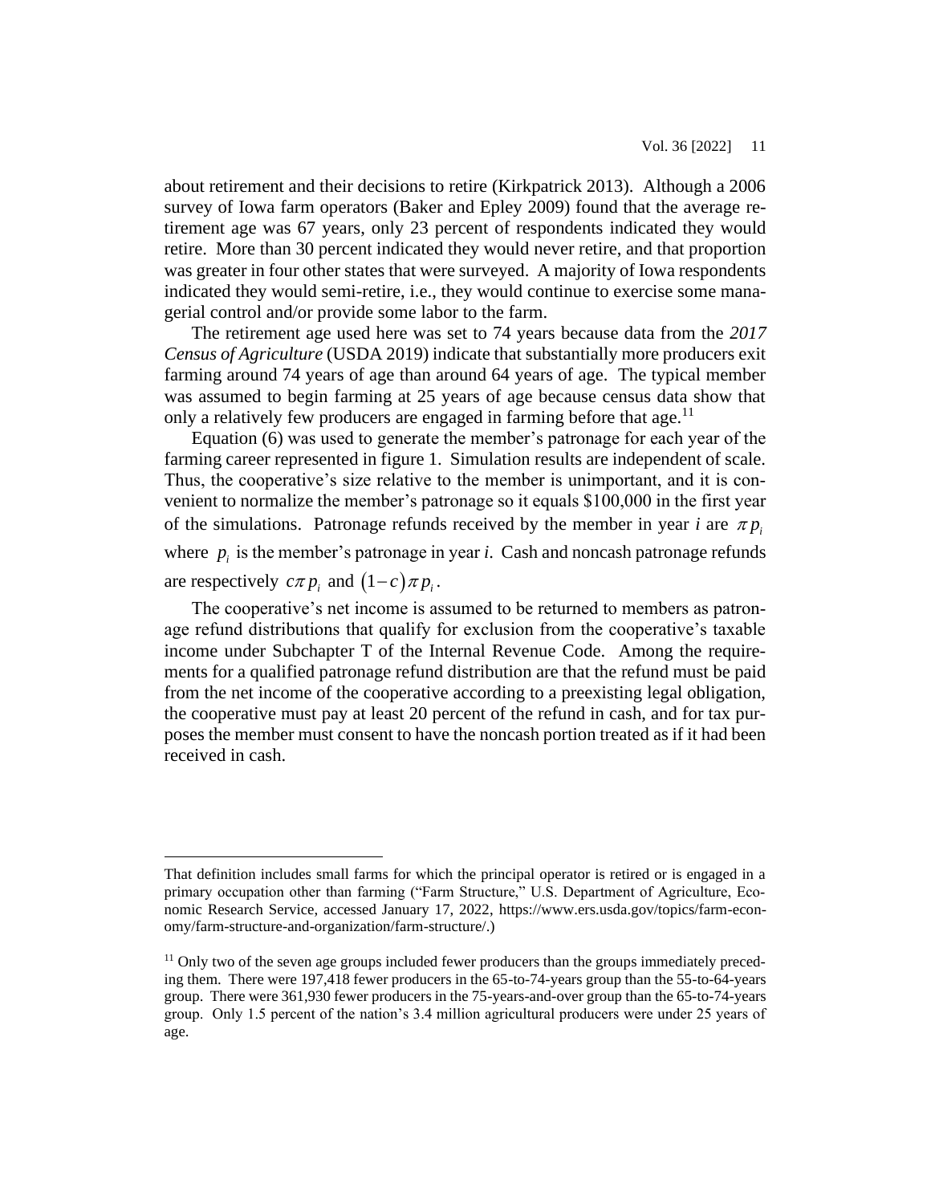about retirement and their decisions to retire (Kirkpatrick 2013). Although a 2006 survey of Iowa farm operators (Baker and Epley 2009) found that the average retirement age was 67 years, only 23 percent of respondents indicated they would retire. More than 30 percent indicated they would never retire, and that proportion was greater in four other states that were surveyed. A majority of Iowa respondents indicated they would semi-retire, i.e., they would continue to exercise some managerial control and/or provide some labor to the farm.

The retirement age used here was set to 74 years because data from the *2017 Census of Agriculture* (USDA 2019) indicate that substantially more producers exit farming around 74 years of age than around 64 years of age. The typical member was assumed to begin farming at 25 years of age because census data show that only a relatively few producers are engaged in farming before that age.[11]

Equation (6) was used to generate the member's patronage for each year of the farming career represented in figure 1. Simulation results are independent of scale. Thus, the cooperative's size relative to the member is unimportant, and it is convenient to normalize the member's patronage so it equals \$100,000 in the first year of the simulations. Patronage refunds received by the member in year *i* are $\pi p_i$ where $p_i$ is the member's patronage in year *i*. Cash and noncash patronage refunds are respectively $c\pi p_i$ and $(1-c)\pi p_i$.

The cooperative's net income is assumed to be returned to members as patronage refund distributions that qualify for exclusion from the cooperative's taxable income under Subchapter T of the Internal Revenue Code. Among the requirements for a qualified patronage refund distribution are that the refund must be paid from the net income of the cooperative according to a preexisting legal obligation, the cooperative must pay at least 20 percent of the refund in cash, and for tax purposes the member must consent to have the noncash portion treated as if it had been received in cash.

---

That definition includes small farms for which the principal operator is retired or is engaged in a primary occupation other than farming ("Farm Structure," U.S. Department of Agriculture, Economic Research Service, accessed January 17, 2022, https://www.ers.usda.gov/topics/farm-economy/farm-structure-and-organization/farm-structure/.)

[11] Only two of the seven age groups included fewer producers than the groups immediately preceding them. There were 197,418 fewer producers in the 65-to-74-years group than the 55-to-64-years group. There were 361,930 fewer producers in the 75-years-and-over group than the 65-to-74-years group. Only 1.5 percent of the nation's 3.4 million agricultural producers were under 25 years of age.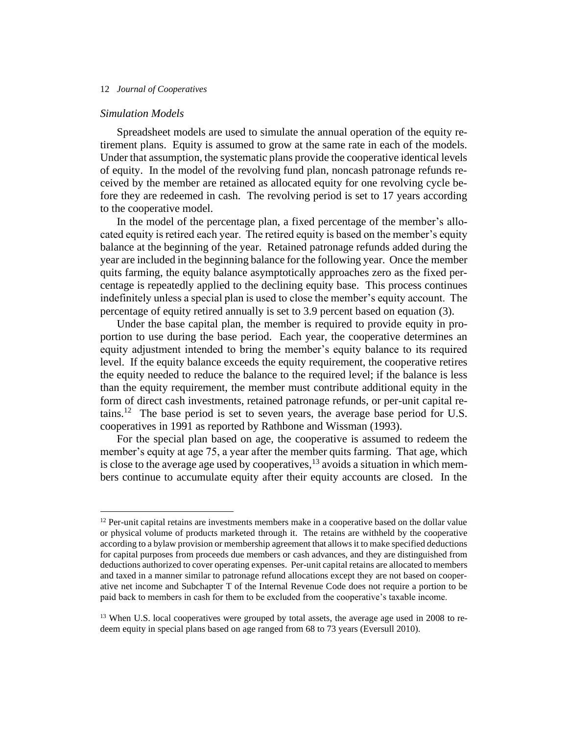### *Simulation Models*

Spreadsheet models are used to simulate the annual operation of the equity retirement plans. Equity is assumed to grow at the same rate in each of the models. Under that assumption, the systematic plans provide the cooperative identical levels of equity. In the model of the revolving fund plan, noncash patronage refunds received by the member are retained as allocated equity for one revolving cycle before they are redeemed in cash. The revolving period is set to 17 years according to the cooperative model.

In the model of the percentage plan, a fixed percentage of the member's allocated equity is retired each year. The retired equity is based on the member's equity balance at the beginning of the year. Retained patronage refunds added during the year are included in the beginning balance for the following year. Once the member quits farming, the equity balance asymptotically approaches zero as the fixed percentage is repeatedly applied to the declining equity base. This process continues indefinitely unless a special plan is used to close the member's equity account. The percentage of equity retired annually is set to 3.9 percent based on equation (3).

Under the base capital plan, the member is required to provide equity in proportion to use during the base period. Each year, the cooperative determines an equity adjustment intended to bring the member's equity balance to its required level. If the equity balance exceeds the equity requirement, the cooperative retires the equity needed to reduce the balance to the required level; if the balance is less than the equity requirement, the member must contribute additional equity in the form of direct cash investments, retained patronage refunds, or per-unit capital retains.[12] The base period is set to seven years, the average base period for U.S. cooperatives in 1991 as reported by Rathbone and Wissman (1993).

For the special plan based on age, the cooperative is assumed to redeem the member's equity at age 75, a year after the member quits farming. That age, which is close to the average age used by cooperatives,[13] avoids a situation in which members continue to accumulate equity after their equity accounts are closed. In the

---

[12] Per-unit capital retains are investments members make in a cooperative based on the dollar value or physical volume of products marketed through it. The retains are withheld by the cooperative according to a bylaw provision or membership agreement that allows it to make specified deductions for capital purposes from proceeds due members or cash advances, and they are distinguished from deductions authorized to cover operating expenses. Per-unit capital retains are allocated to members and taxed in a manner similar to patronage refund allocations except they are not based on cooperative net income and Subchapter T of the Internal Revenue Code does not require a portion to be paid back to members in cash for them to be excluded from the cooperative's taxable income.

[13] When U.S. local cooperatives were grouped by total assets, the average age used in 2008 to redeem equity in special plans based on age ranged from 68 to 73 years (Eversull 2010).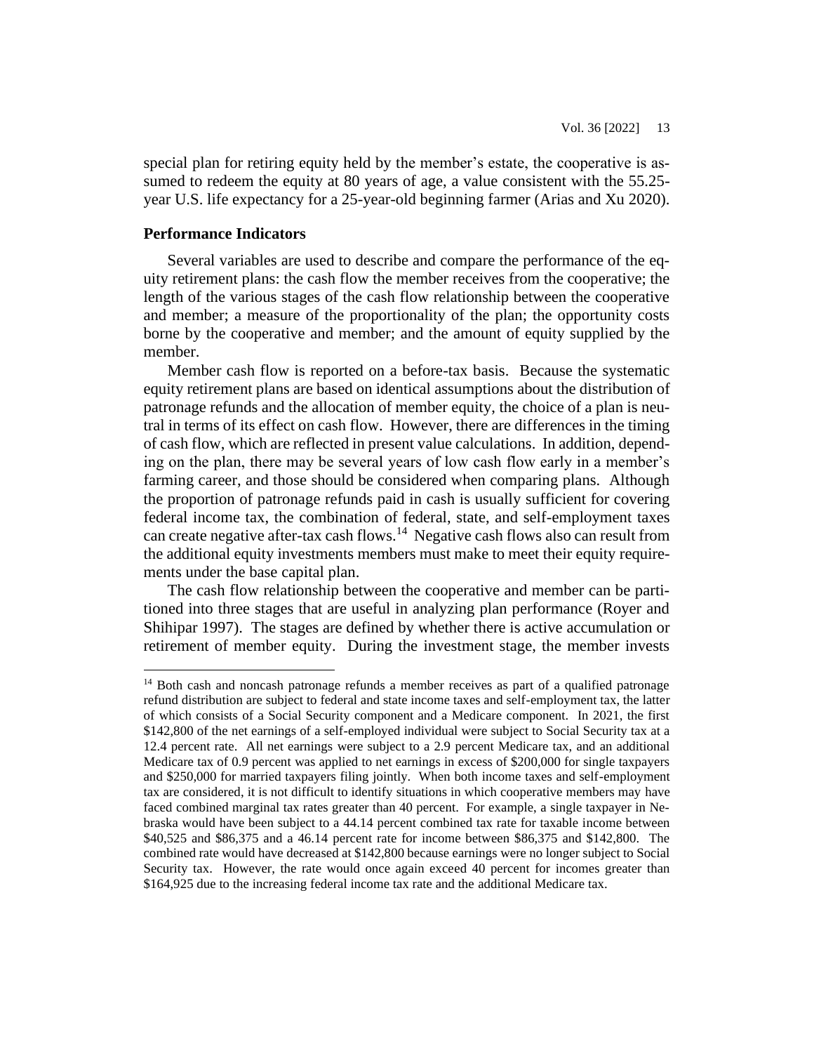special plan for retiring equity held by the member's estate, the cooperative is assumed to redeem the equity at 80 years of age, a value consistent with the 55.25-year U.S. life expectancy for a 25-year-old beginning farmer (Arias and Xu 2020).

## Performance Indicators

Several variables are used to describe and compare the performance of the equity retirement plans: the cash flow the member receives from the cooperative; the length of the various stages of the cash flow relationship between the cooperative and member; a measure of the proportionality of the plan; the opportunity costs borne by the cooperative and member; and the amount of equity supplied by the member.

Member cash flow is reported on a before-tax basis. Because the systematic equity retirement plans are based on identical assumptions about the distribution of patronage refunds and the allocation of member equity, the choice of a plan is neutral in terms of its effect on cash flow. However, there are differences in the timing of cash flow, which are reflected in present value calculations. In addition, depending on the plan, there may be several years of low cash flow early in a member's farming career, and those should be considered when comparing plans. Although the proportion of patronage refunds paid in cash is usually sufficient for covering federal income tax, the combination of federal, state, and self-employment taxes can create negative after-tax cash flows.[14] Negative cash flows also can result from the additional equity investments members must make to meet their equity requirements under the base capital plan.

The cash flow relationship between the cooperative and member can be partitioned into three stages that are useful in analyzing plan performance (Royer and Shihipar 1997). The stages are defined by whether there is active accumulation or retirement of member equity. During the investment stage, the member invests

[14] Both cash and noncash patronage refunds a member receives as part of a qualified patronage refund distribution are subject to federal and state income taxes and self-employment tax, the latter of which consists of a Social Security component and a Medicare component. In 2021, the first $142,800 of the net earnings of a self-employed individual were subject to Social Security tax at a 12.4 percent rate. All net earnings were subject to a 2.9 percent Medicare tax, and an additional Medicare tax of 0.9 percent was applied to net earnings in excess of $200,000 for single taxpayers and $250,000 for married taxpayers filing jointly. When both income taxes and self-employment tax are considered, it is not difficult to identify situations in which cooperative members may have faced combined marginal tax rates greater than 40 percent. For example, a single taxpayer in Nebraska would have been subject to a 44.14 percent combined tax rate for taxable income between $40,525 and $86,375 and a 46.14 percent rate for income between $86,375 and $142,800. The combined rate would have decreased at $142,800 because earnings were no longer subject to Social Security tax. However, the rate would once again exceed 40 percent for incomes greater than $164,925 due to the increasing federal income tax rate and the additional Medicare tax.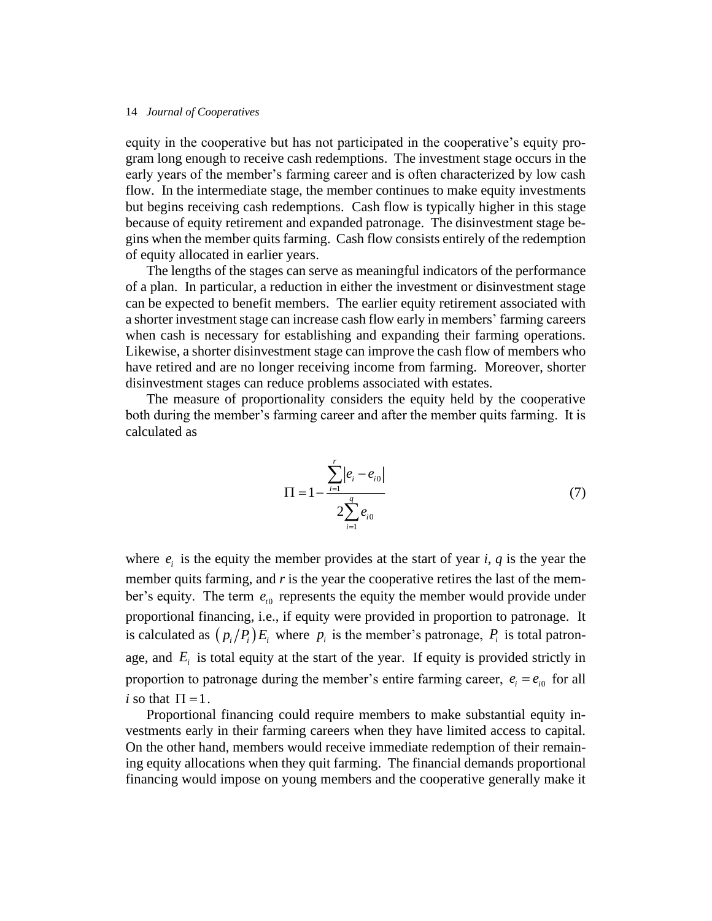equity in the cooperative but has not participated in the cooperative's equity program long enough to receive cash redemptions. The investment stage occurs in the early years of the member's farming career and is often characterized by low cash flow. In the intermediate stage, the member continues to make equity investments but begins receiving cash redemptions. Cash flow is typically higher in this stage because of equity retirement and expanded patronage. The disinvestment stage begins when the member quits farming. Cash flow consists entirely of the redemption of equity allocated in earlier years.

The lengths of the stages can serve as meaningful indicators of the performance of a plan. In particular, a reduction in either the investment or disinvestment stage can be expected to benefit members. The earlier equity retirement associated with a shorter investment stage can increase cash flow early in members' farming careers when cash is necessary for establishing and expanding their farming operations. Likewise, a shorter disinvestment stage can improve the cash flow of members who have retired and are no longer receiving income from farming. Moreover, shorter disinvestment stages can reduce problems associated with estates.

The measure of proportionality considers the equity held by the cooperative both during the member's farming career and after the member quits farming. It is calculated as

$$\Pi = 1 - \frac{\sum_{i=1}^{r} |e_i - e_{i0}|}{2\sum_{i=1}^{q} e_{i0}} \tag{7}$$

where $e_i$ is the equity the member provides at the start of year *i*, *q* is the year the member quits farming, and *r* is the year the cooperative retires the last of the member's equity. The term $e_{t0}$ represents the equity the member would provide under proportional financing, i.e., if equity were provided in proportion to patronage. It is calculated as $(p_i/P_i)E_i$ where $p_i$ is the member's patronage, $P_i$ is total patronage, and $E_i$ is total equity at the start of the year. If equity is provided strictly in proportion to patronage during the member's entire farming career, $e_i = e_{i0}$ for all *i* so that $\Pi = 1$.

Proportional financing could require members to make substantial equity investments early in their farming careers when they have limited access to capital. On the other hand, members would receive immediate redemption of their remaining equity allocations when they quit farming. The financial demands proportional financing would impose on young members and the cooperative generally make it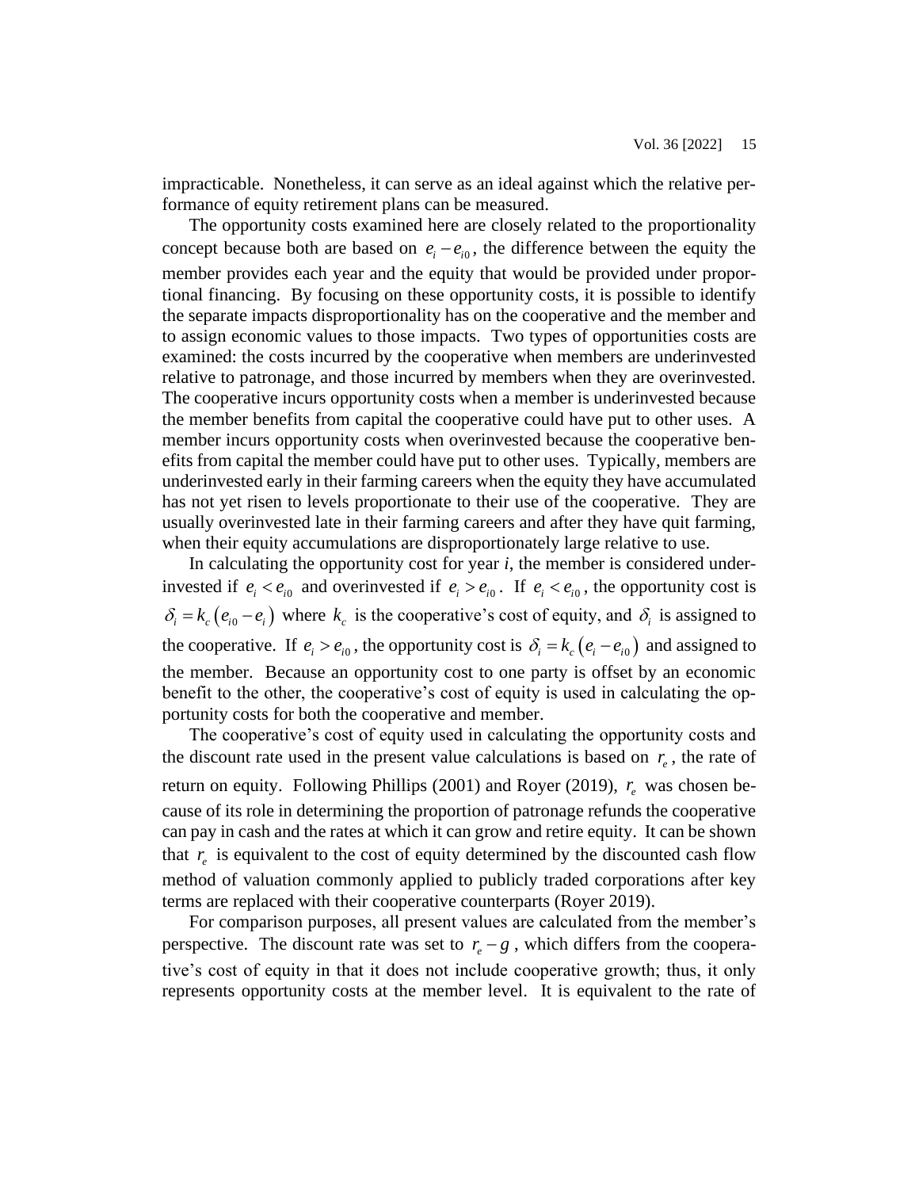impracticable. Nonetheless, it can serve as an ideal against which the relative performance of equity retirement plans can be measured.

The opportunity costs examined here are closely related to the proportionality concept because both are based on $e_i - e_{i0}$, the difference between the equity the member provides each year and the equity that would be provided under proportional financing. By focusing on these opportunity costs, it is possible to identify the separate impacts disproportionality has on the cooperative and the member and to assign economic values to those impacts. Two types of opportunities costs are examined: the costs incurred by the cooperative when members are underinvested relative to patronage, and those incurred by members when they are overinvested. The cooperative incurs opportunity costs when a member is underinvested because the member benefits from capital the cooperative could have put to other uses. A member incurs opportunity costs when overinvested because the cooperative benefits from capital the member could have put to other uses. Typically, members are underinvested early in their farming careers when the equity they have accumulated has not yet risen to levels proportionate to their use of the cooperative. They are usually overinvested late in their farming careers and after they have quit farming, when their equity accumulations are disproportionately large relative to use.

In calculating the opportunity cost for year *i*, the member is considered underinvested if $e_i < e_{i0}$ and overinvested if $e_i > e_{i0}$. If $e_i < e_{i0}$, the opportunity cost is $\delta_i = k_c\left(e_{i0} - e_i\right)$ where $k_c$ is the cooperative's cost of equity, and $\delta_i$ is assigned to the cooperative. If $e_i > e_{i0}$, the opportunity cost is $\delta_i = k_c\left(e_i - e_{i0}\right)$ and assigned to the member. Because an opportunity cost to one party is offset by an economic benefit to the other, the cooperative's cost of equity is used in calculating the opportunity costs for both the cooperative and member.

The cooperative's cost of equity used in calculating the opportunity costs and the discount rate used in the present value calculations is based on $r_e$, the rate of return on equity. Following Phillips (2001) and Royer (2019), $r_e$ was chosen because of its role in determining the proportion of patronage refunds the cooperative can pay in cash and the rates at which it can grow and retire equity. It can be shown that $r_e$ is equivalent to the cost of equity determined by the discounted cash flow method of valuation commonly applied to publicly traded corporations after key terms are replaced with their cooperative counterparts (Royer 2019).

For comparison purposes, all present values are calculated from the member's perspective. The discount rate was set to $r_e - g$, which differs from the cooperative's cost of equity in that it does not include cooperative growth; thus, it only represents opportunity costs at the member level. It is equivalent to the rate of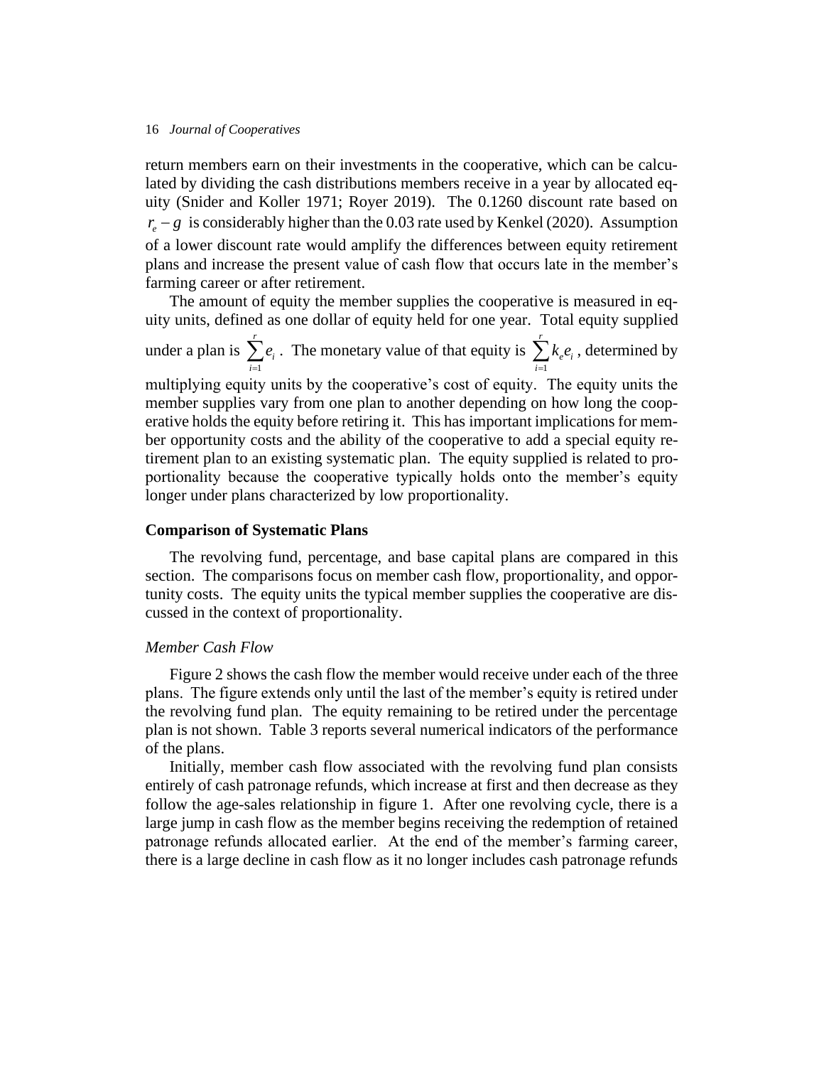return members earn on their investments in the cooperative, which can be calculated by dividing the cash distributions members receive in a year by allocated equity (Snider and Koller 1971; Royer 2019). The 0.1260 discount rate based on $r_e - g$ is considerably higher than the 0.03 rate used by Kenkel (2020). Assumption of a lower discount rate would amplify the differences between equity retirement plans and increase the present value of cash flow that occurs late in the member's farming career or after retirement.

The amount of equity the member supplies the cooperative is measured in equity units, defined as one dollar of equity held for one year. Total equity supplied under a plan is $\sum_{i=1}^{r} e_i$. The monetary value of that equity is $\sum_{i=1}^{r} k_e e_i$, determined by multiplying equity units by the cooperative's cost of equity. The equity units the member supplies vary from one plan to another depending on how long the cooperative holds the equity before retiring it. This has important implications for member opportunity costs and the ability of the cooperative to add a special equity retirement plan to an existing systematic plan. The equity supplied is related to proportionality because the cooperative typically holds onto the member's equity longer under plans characterized by low proportionality.

### Comparison of Systematic Plans

The revolving fund, percentage, and base capital plans are compared in this section. The comparisons focus on member cash flow, proportionality, and opportunity costs. The equity units the typical member supplies the cooperative are discussed in the context of proportionality.

#### *Member Cash Flow*

Figure 2 shows the cash flow the member would receive under each of the three plans. The figure extends only until the last of the member's equity is retired under the revolving fund plan. The equity remaining to be retired under the percentage plan is not shown. Table 3 reports several numerical indicators of the performance of the plans.

Initially, member cash flow associated with the revolving fund plan consists entirely of cash patronage refunds, which increase at first and then decrease as they follow the age-sales relationship in figure 1. After one revolving cycle, there is a large jump in cash flow as the member begins receiving the redemption of retained patronage refunds allocated earlier. At the end of the member's farming career, there is a large decline in cash flow as it no longer includes cash patronage refunds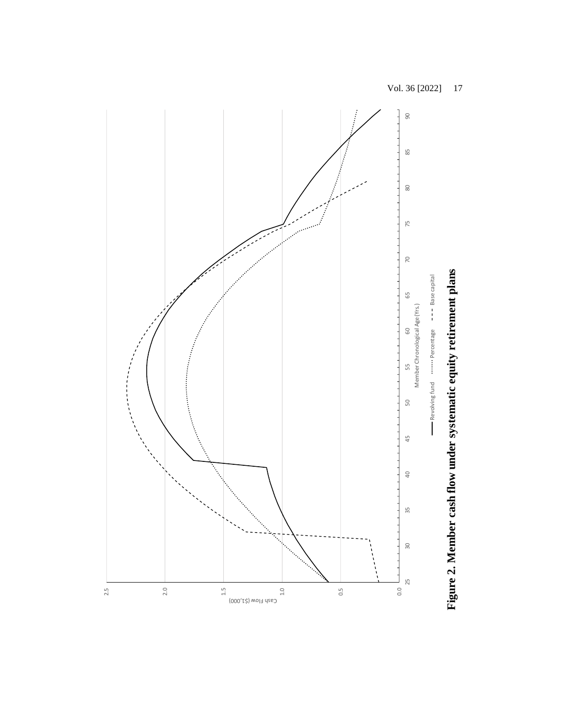**Figure 2. Member cash flow under systematic equity retirement plans**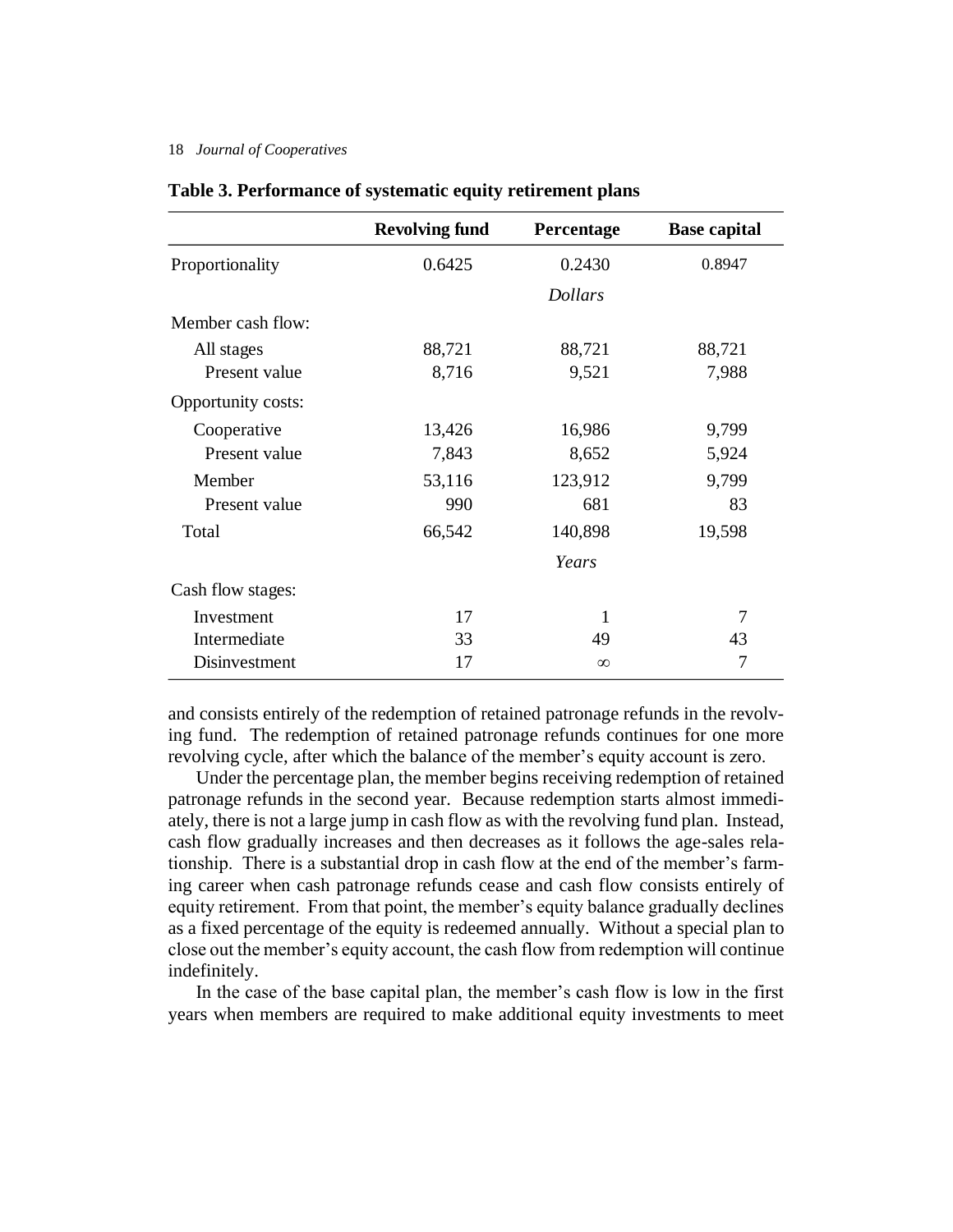**Table 3. Performance of systematic equity retirement plans**

| | Revolving fund | Percentage | Base capital |
|---|---|---|---|
| Proportionality | 0.6425 | 0.2430 | 0.8947 |
| | | *Dollars* | |
| Member cash flow: | | | |
| All stages | 88,721 | 88,721 | 88,721 |
| Present value | 8,716 | 9,521 | 7,988 |
| Opportunity costs: | | | |
| Cooperative | 13,426 | 16,986 | 9,799 |
| Present value | 7,843 | 8,652 | 5,924 |
| Member | 53,116 | 123,912 | 9,799 |
| Present value | 990 | 681 | 83 |
| Total | 66,542 | 140,898 | 19,598 |
| | | *Years* | |
| Cash flow stages: | | | |
| Investment | 17 | 1 | 7 |
| Intermediate | 33 | 49 | 43 |
| Disinvestment | 17 | $\infty$ | 7 |

and consists entirely of the redemption of retained patronage refunds in the revolving fund. The redemption of retained patronage refunds continues for one more revolving cycle, after which the balance of the member's equity account is zero.

Under the percentage plan, the member begins receiving redemption of retained patronage refunds in the second year. Because redemption starts almost immediately, there is not a large jump in cash flow as with the revolving fund plan. Instead, cash flow gradually increases and then decreases as it follows the age-sales relationship. There is a substantial drop in cash flow at the end of the member's farming career when cash patronage refunds cease and cash flow consists entirely of equity retirement. From that point, the member's equity balance gradually declines as a fixed percentage of the equity is redeemed annually. Without a special plan to close out the member's equity account, the cash flow from redemption will continue indefinitely.

In the case of the base capital plan, the member's cash flow is low in the first years when members are required to make additional equity investments to meet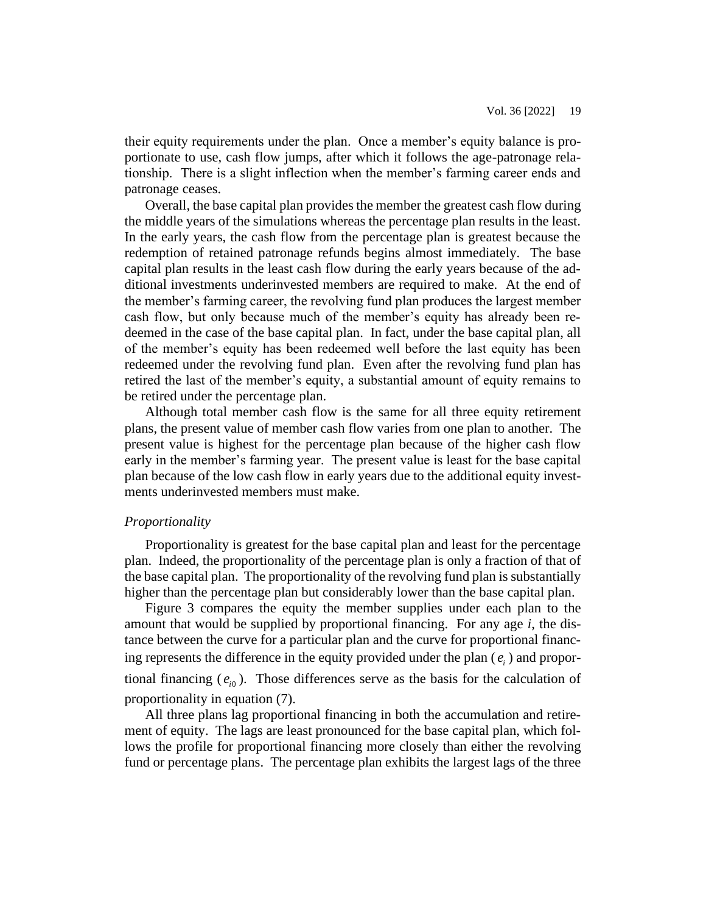their equity requirements under the plan. Once a member's equity balance is proportionate to use, cash flow jumps, after which it follows the age-patronage relationship. There is a slight inflection when the member's farming career ends and patronage ceases.

Overall, the base capital plan provides the member the greatest cash flow during the middle years of the simulations whereas the percentage plan results in the least. In the early years, the cash flow from the percentage plan is greatest because the redemption of retained patronage refunds begins almost immediately. The base capital plan results in the least cash flow during the early years because of the additional investments underinvested members are required to make. At the end of the member's farming career, the revolving fund plan produces the largest member cash flow, but only because much of the member's equity has already been redeemed in the case of the base capital plan. In fact, under the base capital plan, all of the member's equity has been redeemed well before the last equity has been redeemed under the revolving fund plan. Even after the revolving fund plan has retired the last of the member's equity, a substantial amount of equity remains to be retired under the percentage plan.

Although total member cash flow is the same for all three equity retirement plans, the present value of member cash flow varies from one plan to another. The present value is highest for the percentage plan because of the higher cash flow early in the member's farming year. The present value is least for the base capital plan because of the low cash flow in early years due to the additional equity investments underinvested members must make.

### *Proportionality*

Proportionality is greatest for the base capital plan and least for the percentage plan. Indeed, the proportionality of the percentage plan is only a fraction of that of the base capital plan. The proportionality of the revolving fund plan is substantially higher than the percentage plan but considerably lower than the base capital plan.

Figure 3 compares the equity the member supplies under each plan to the amount that would be supplied by proportional financing. For any age *i*, the distance between the curve for a particular plan and the curve for proportional financing represents the difference in the equity provided under the plan ($e_i$) and proportional financing ($e_{i0}$). Those differences serve as the basis for the calculation of proportionality in equation (7).

All three plans lag proportional financing in both the accumulation and retirement of equity. The lags are least pronounced for the base capital plan, which follows the profile for proportional financing more closely than either the revolving fund or percentage plans. The percentage plan exhibits the largest lags of the three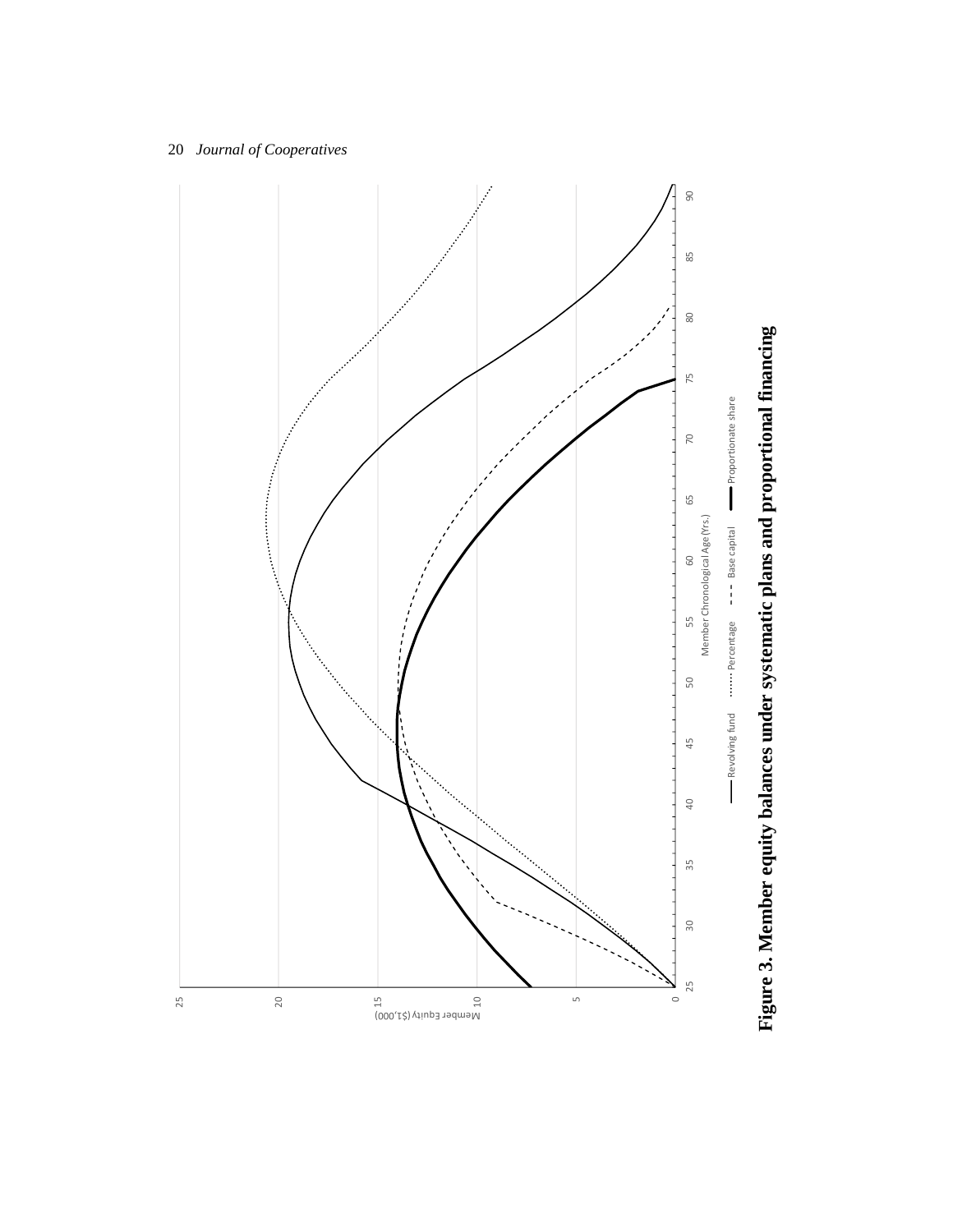**Figure 3. Member equity balances under systematic plans and proportional financing**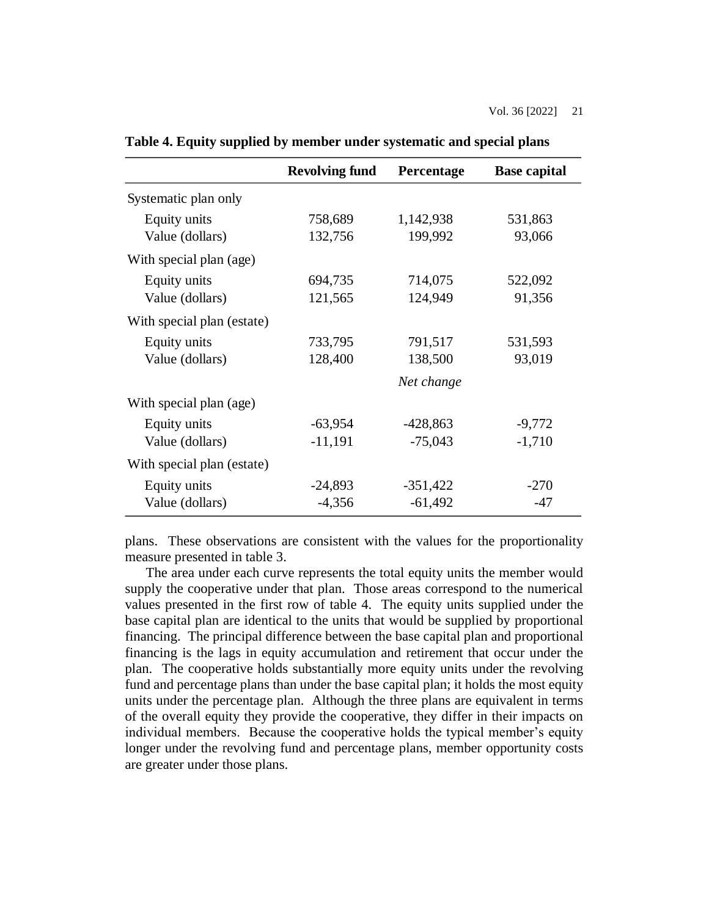**Table 4. Equity supplied by member under systematic and special plans**

| | Revolving fund | Percentage | Base capital |
|---|---|---|---|
| Systematic plan only | | | |
| Equity units | 758,689 | 1,142,938 | 531,863 |
| Value (dollars) | 132,756 | 199,992 | 93,066 |
| With special plan (age) | | | |
| Equity units | 694,735 | 714,075 | 522,092 |
| Value (dollars) | 121,565 | 124,949 | 91,356 |
| With special plan (estate) | | | |
| Equity units | 733,795 | 791,517 | 531,593 |
| Value (dollars) | 128,400 | 138,500 | 93,019 |
| | | *Net change* | |
| With special plan (age) | | | |
| Equity units | -63,954 | -428,863 | -9,772 |
| Value (dollars) | -11,191 | -75,043 | -1,710 |
| With special plan (estate) | | | |
| Equity units | -24,893 | -351,422 | -270 |
| Value (dollars) | -4,356 | -61,492 | -47 |

plans. These observations are consistent with the values for the proportionality measure presented in table 3.

The area under each curve represents the total equity units the member would supply the cooperative under that plan. Those areas correspond to the numerical values presented in the first row of table 4. The equity units supplied under the base capital plan are identical to the units that would be supplied by proportional financing. The principal difference between the base capital plan and proportional financing is the lags in equity accumulation and retirement that occur under the plan. The cooperative holds substantially more equity units under the revolving fund and percentage plans than under the base capital plan; it holds the most equity units under the percentage plan. Although the three plans are equivalent in terms of the overall equity they provide the cooperative, they differ in their impacts on individual members. Because the cooperative holds the typical member's equity longer under the revolving fund and percentage plans, member opportunity costs are greater under those plans.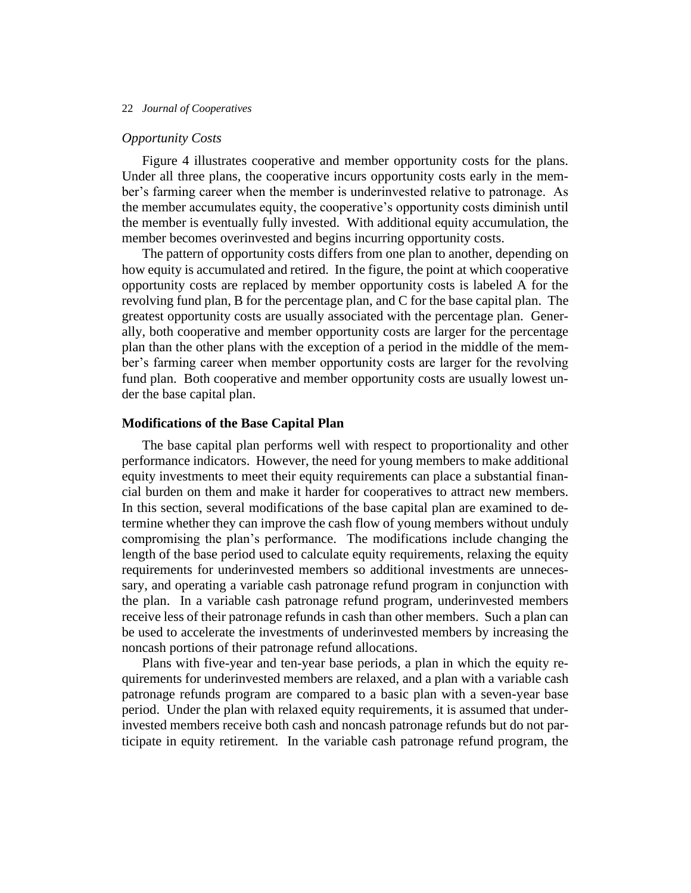*Opportunity Costs*

Figure 4 illustrates cooperative and member opportunity costs for the plans. Under all three plans, the cooperative incurs opportunity costs early in the member's farming career when the member is underinvested relative to patronage. As the member accumulates equity, the cooperative's opportunity costs diminish until the member is eventually fully invested. With additional equity accumulation, the member becomes overinvested and begins incurring opportunity costs.

The pattern of opportunity costs differs from one plan to another, depending on how equity is accumulated and retired. In the figure, the point at which cooperative opportunity costs are replaced by member opportunity costs is labeled A for the revolving fund plan, B for the percentage plan, and C for the base capital plan. The greatest opportunity costs are usually associated with the percentage plan. Generally, both cooperative and member opportunity costs are larger for the percentage plan than the other plans with the exception of a period in the middle of the member's farming career when member opportunity costs are larger for the revolving fund plan. Both cooperative and member opportunity costs are usually lowest under the base capital plan.

### Modifications of the Base Capital Plan

The base capital plan performs well with respect to proportionality and other performance indicators. However, the need for young members to make additional equity investments to meet their equity requirements can place a substantial financial burden on them and make it harder for cooperatives to attract new members. In this section, several modifications of the base capital plan are examined to determine whether they can improve the cash flow of young members without unduly compromising the plan's performance. The modifications include changing the length of the base period used to calculate equity requirements, relaxing the equity requirements for underinvested members so additional investments are unnecessary, and operating a variable cash patronage refund program in conjunction with the plan. In a variable cash patronage refund program, underinvested members receive less of their patronage refunds in cash than other members. Such a plan can be used to accelerate the investments of underinvested members by increasing the noncash portions of their patronage refund allocations.

Plans with five-year and ten-year base periods, a plan in which the equity requirements for underinvested members are relaxed, and a plan with a variable cash patronage refunds program are compared to a basic plan with a seven-year base period. Under the plan with relaxed equity requirements, it is assumed that underinvested members receive both cash and noncash patronage refunds but do not participate in equity retirement. In the variable cash patronage refund program, the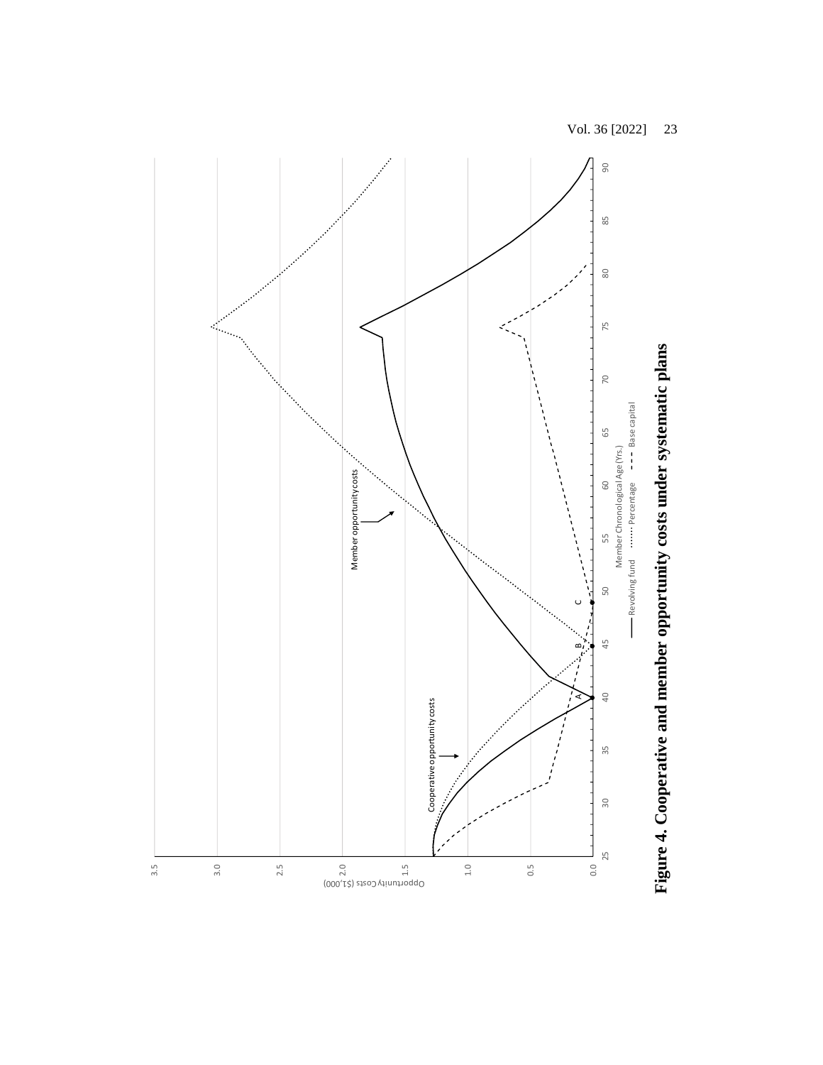**Figure 4. Cooperative and member opportunity costs under systematic plans**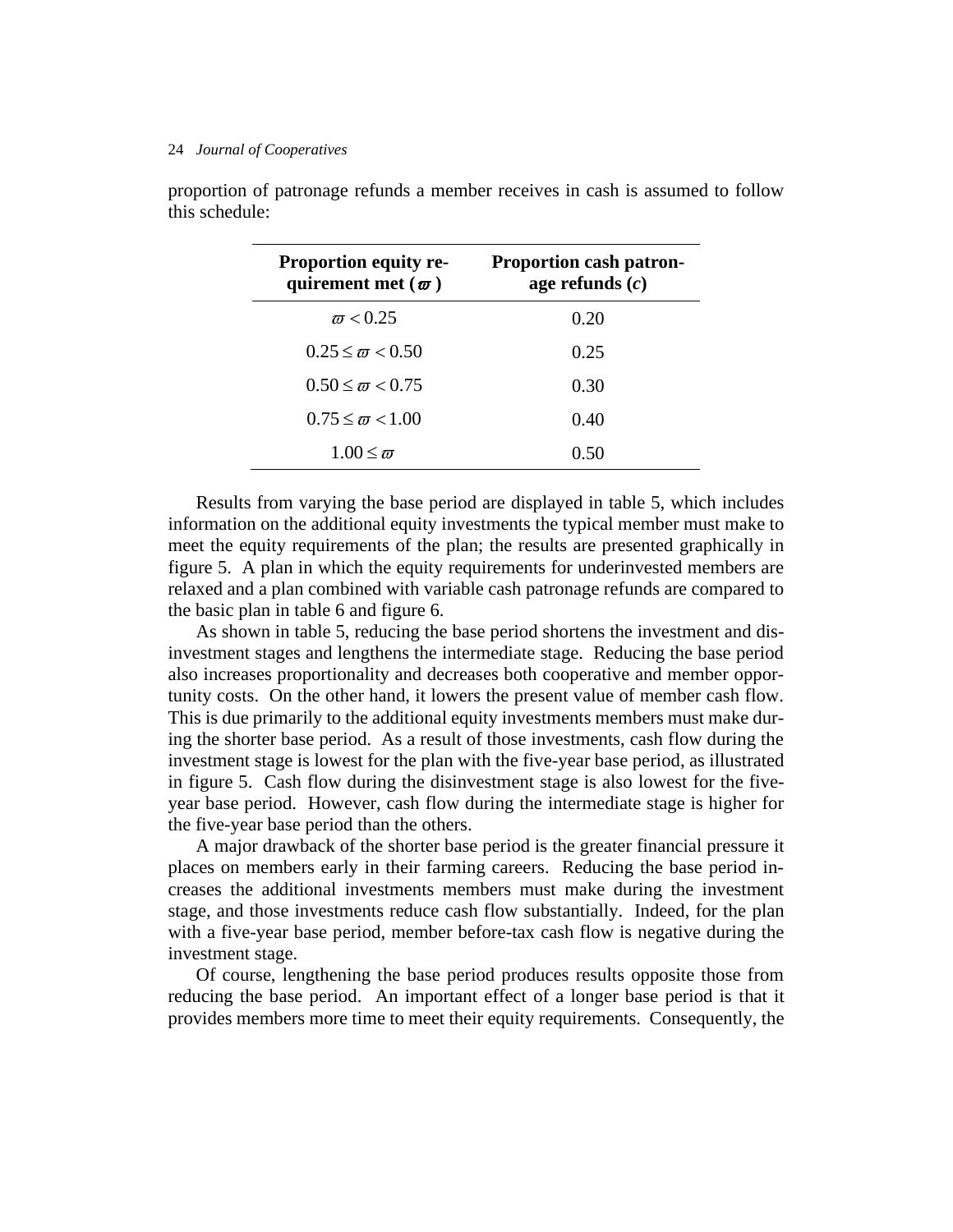proportion of patronage refunds a member receives in cash is assumed to follow this schedule:

| **Proportion equity requirement met ($\varpi$)** | **Proportion cash patronage refunds ($c$)** |
|---|---|
| $\varpi < 0.25$ | 0.20 |
| $0.25 \le \varpi < 0.50$ | 0.25 |
| $0.50 \le \varpi < 0.75$ | 0.30 |
| $0.75 \le \varpi < 1.00$ | 0.40 |
| $1.00 \le \varpi$ | 0.50 |

Results from varying the base period are displayed in table 5, which includes information on the additional equity investments the typical member must make to meet the equity requirements of the plan; the results are presented graphically in figure 5. A plan in which the equity requirements for underinvested members are relaxed and a plan combined with variable cash patronage refunds are compared to the basic plan in table 6 and figure 6.

As shown in table 5, reducing the base period shortens the investment and disinvestment stages and lengthens the intermediate stage. Reducing the base period also increases proportionality and decreases both cooperative and member opportunity costs. On the other hand, it lowers the present value of member cash flow. This is due primarily to the additional equity investments members must make during the shorter base period. As a result of those investments, cash flow during the investment stage is lowest for the plan with the five-year base period, as illustrated in figure 5. Cash flow during the disinvestment stage is also lowest for the five-year base period. However, cash flow during the intermediate stage is higher for the five-year base period than the others.

A major drawback of the shorter base period is the greater financial pressure it places on members early in their farming careers. Reducing the base period increases the additional investments members must make during the investment stage, and those investments reduce cash flow substantially. Indeed, for the plan with a five-year base period, member before-tax cash flow is negative during the investment stage.

Of course, lengthening the base period produces results opposite those from reducing the base period. An important effect of a longer base period is that it provides members more time to meet their equity requirements. Consequently, the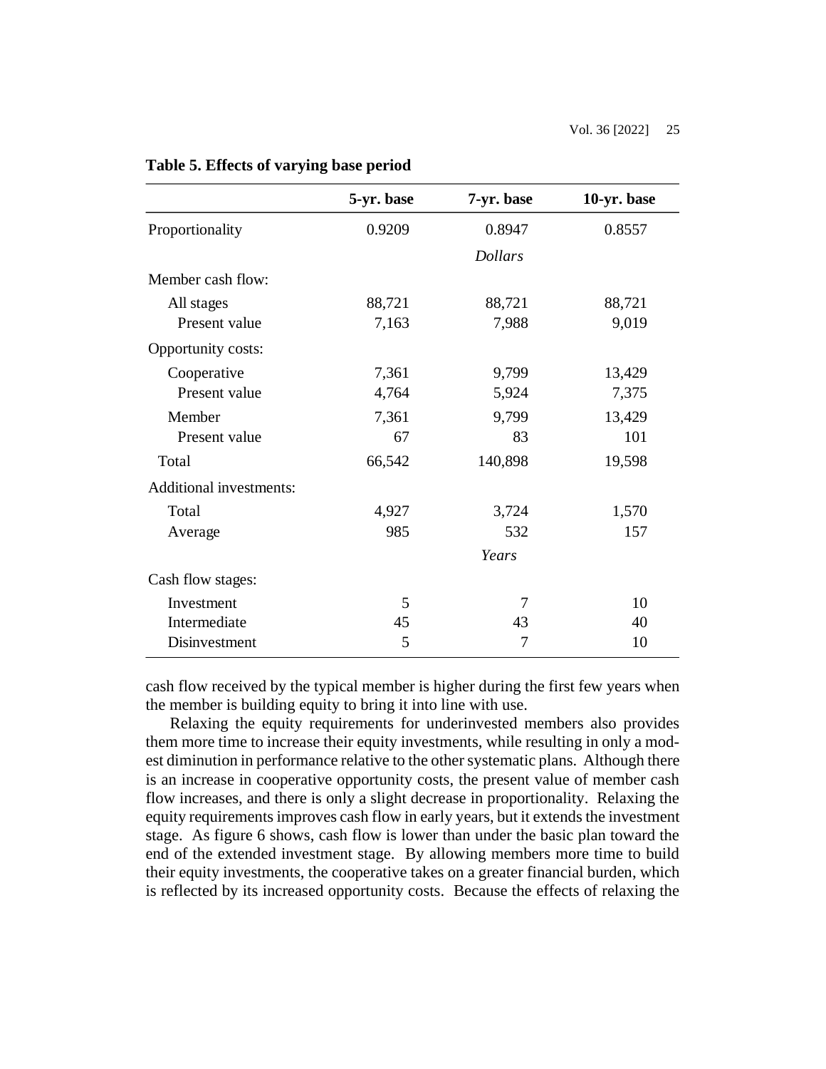**Table 5. Effects of varying base period**

| | 5-yr. base | 7-yr. base | 10-yr. base |
|---|---|---|---|
| Proportionality | 0.9209 | 0.8947 | 0.8557 |
| | | *Dollars* | |
| Member cash flow: | | | |
| All stages | 88,721 | 88,721 | 88,721 |
| Present value | 7,163 | 7,988 | 9,019 |
| Opportunity costs: | | | |
| Cooperative | 7,361 | 9,799 | 13,429 |
| Present value | 4,764 | 5,924 | 7,375 |
| Member | 7,361 | 9,799 | 13,429 |
| Present value | 67 | 83 | 101 |
| Total | 66,542 | 140,898 | 19,598 |
| Additional investments: | | | |
| Total | 4,927 | 3,724 | 1,570 |
| Average | 985 | 532 | 157 |
| | | *Years* | |
| Cash flow stages: | | | |
| Investment | 5 | 7 | 10 |
| Intermediate | 45 | 43 | 40 |
| Disinvestment | 5 | 7 | 10 |

cash flow received by the typical member is higher during the first few years when the member is building equity to bring it into line with use.

Relaxing the equity requirements for underinvested members also provides them more time to increase their equity investments, while resulting in only a modest diminution in performance relative to the other systematic plans. Although there is an increase in cooperative opportunity costs, the present value of member cash flow increases, and there is only a slight decrease in proportionality. Relaxing the equity requirements improves cash flow in early years, but it extends the investment stage. As figure 6 shows, cash flow is lower than under the basic plan toward the end of the extended investment stage. By allowing members more time to build their equity investments, the cooperative takes on a greater financial burden, which is reflected by its increased opportunity costs. Because the effects of relaxing the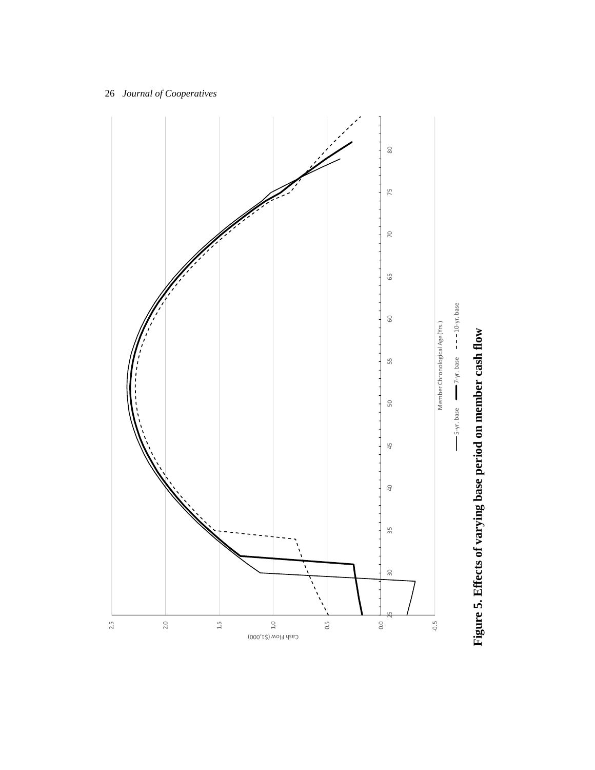**Figure 5. Effects of varying base period on member cash flow**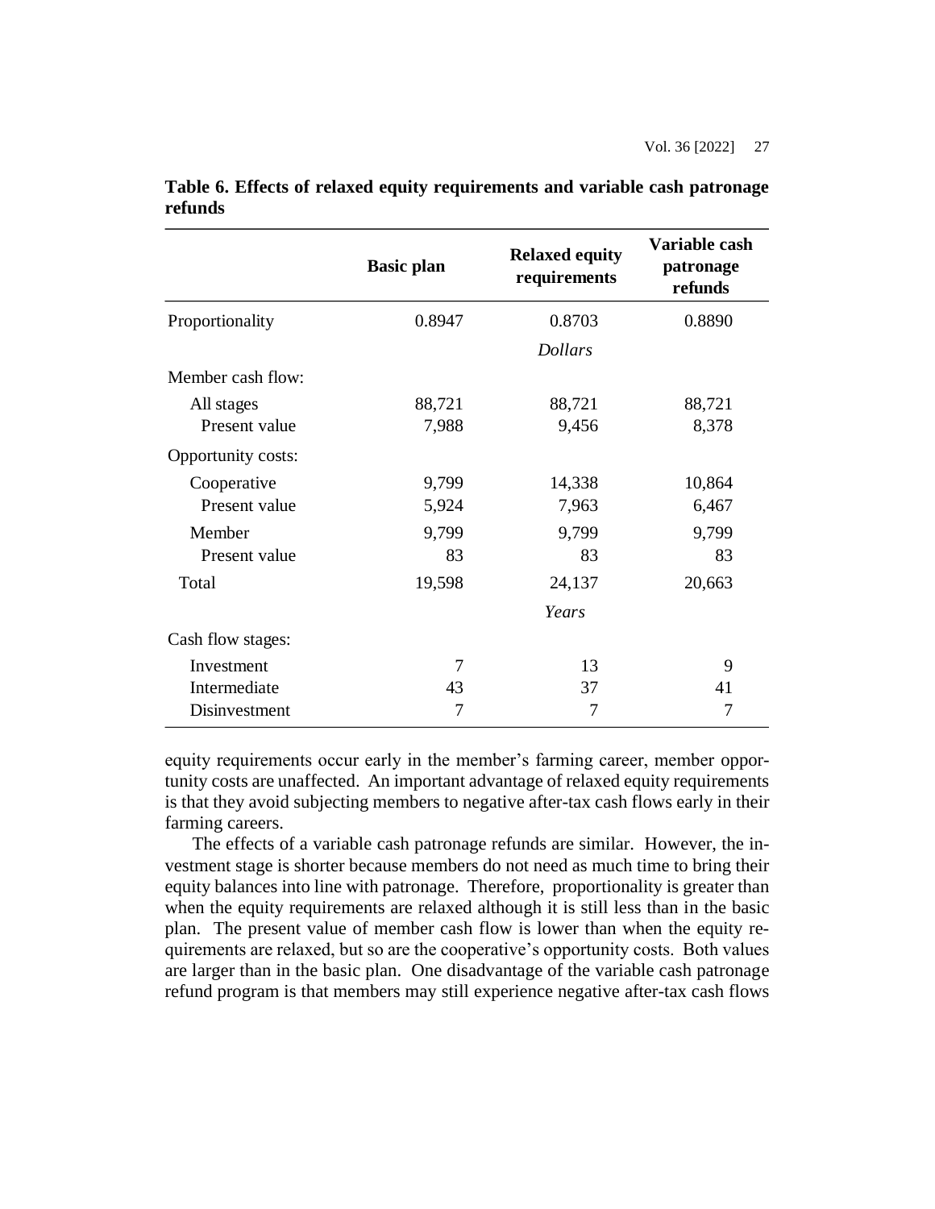**Table 6. Effects of relaxed equity requirements and variable cash patronage refunds**

| | Basic plan | Relaxed equity requirements | Variable cash patronage refunds |
|---|---|---|---|
| Proportionality | 0.8947 | 0.8703 | 0.8890 |
| | | *Dollars* | |
| Member cash flow: | | | |
| All stages | 88,721 | 88,721 | 88,721 |
| Present value | 7,988 | 9,456 | 8,378 |
| Opportunity costs: | | | |
| Cooperative | 9,799 | 14,338 | 10,864 |
| Present value | 5,924 | 7,963 | 6,467 |
| Member | 9,799 | 9,799 | 9,799 |
| Present value | 83 | 83 | 83 |
| Total | 19,598 | 24,137 | 20,663 |
| | | *Years* | |
| Cash flow stages: | | | |
| Investment | 7 | 13 | 9 |
| Intermediate | 43 | 37 | 41 |
| Disinvestment | 7 | 7 | 7 |

equity requirements occur early in the member's farming career, member opportunity costs are unaffected. An important advantage of relaxed equity requirements is that they avoid subjecting members to negative after-tax cash flows early in their farming careers.

The effects of a variable cash patronage refunds are similar. However, the investment stage is shorter because members do not need as much time to bring their equity balances into line with patronage. Therefore, proportionality is greater than when the equity requirements are relaxed although it is still less than in the basic plan. The present value of member cash flow is lower than when the equity requirements are relaxed, but so are the cooperative's opportunity costs. Both values are larger than in the basic plan. One disadvantage of the variable cash patronage refund program is that members may still experience negative after-tax cash flows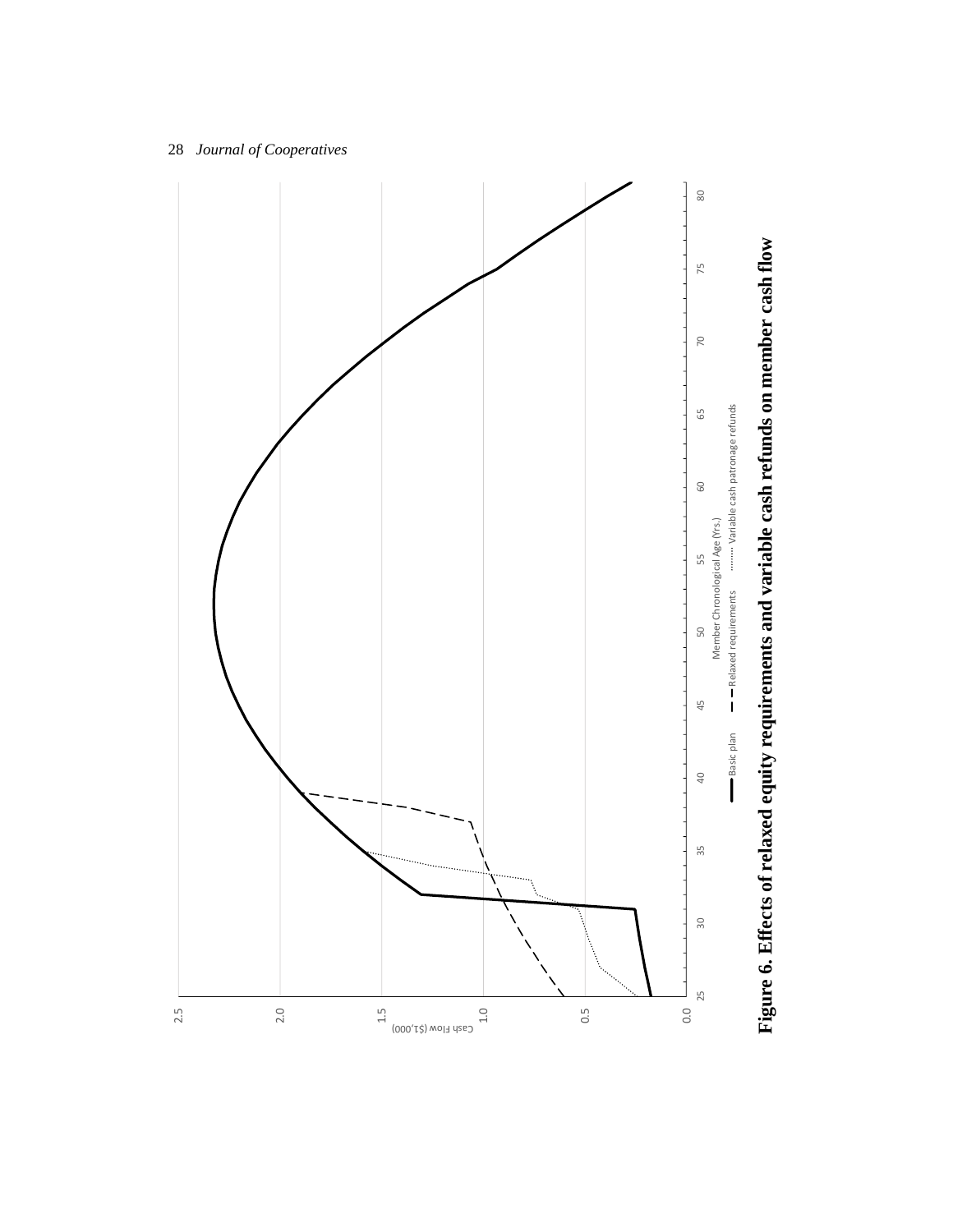Figure 6. Effects of relaxed equity requirements and variable cash refunds on member cash flow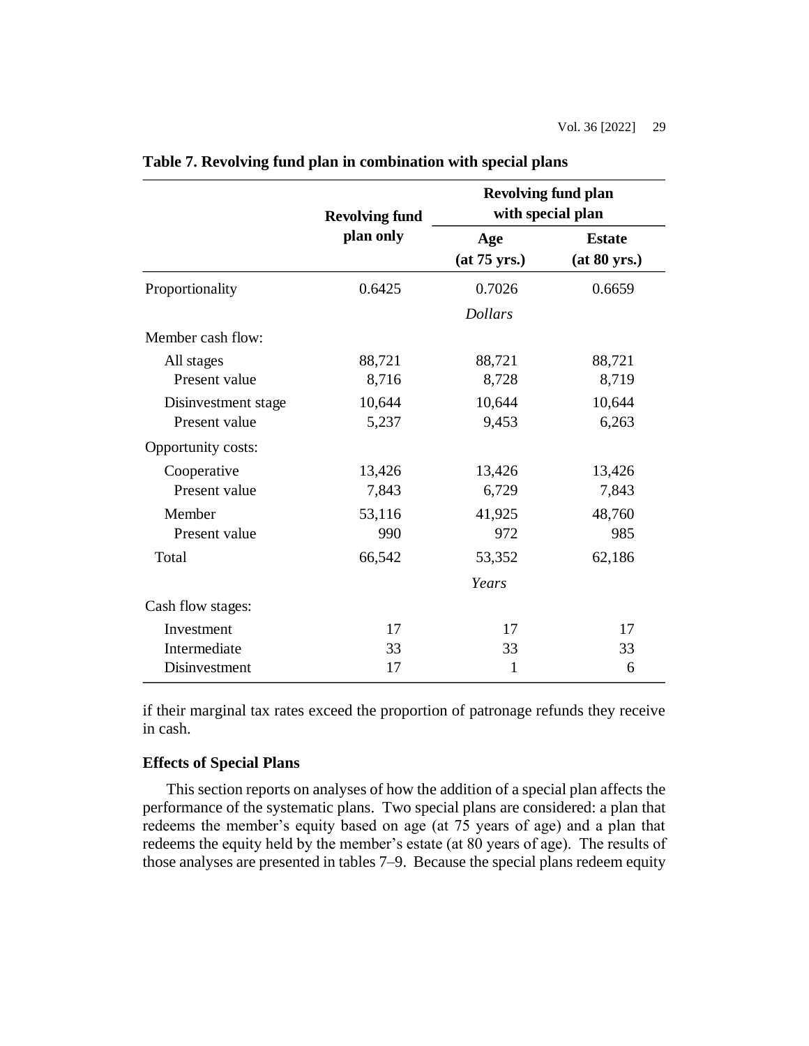**Table 7. Revolving fund plan in combination with special plans**

| | Revolving fund plan only | Revolving fund plan with special plan | |
|---|---|---|---|
| | | Age (at 75 yrs.) | Estate (at 80 yrs.) |
| Proportionality | 0.6425 | 0.7026 | 0.6659 |
| | | *Dollars* | |
| Member cash flow: | | | |
| All stages | 88,721 | 88,721 | 88,721 |
| Present value | 8,716 | 8,728 | 8,719 |
| Disinvestment stage | 10,644 | 10,644 | 10,644 |
| Present value | 5,237 | 9,453 | 6,263 |
| Opportunity costs: | | | |
| Cooperative | 13,426 | 13,426 | 13,426 |
| Present value | 7,843 | 6,729 | 7,843 |
| Member | 53,116 | 41,925 | 48,760 |
| Present value | 990 | 972 | 985 |
| Total | 66,542 | 53,352 | 62,186 |
| | | *Years* | |
| Cash flow stages: | | | |
| Investment | 17 | 17 | 17 |
| Intermediate | 33 | 33 | 33 |
| Disinvestment | 17 | 1 | 6 |

if their marginal tax rates exceed the proportion of patronage refunds they receive in cash.

### Effects of Special Plans

This section reports on analyses of how the addition of a special plan affects the performance of the systematic plans. Two special plans are considered: a plan that redeems the member's equity based on age (at 75 years of age) and a plan that redeems the equity held by the member's estate (at 80 years of age). The results of those analyses are presented in tables 7–9. Because the special plans redeem equity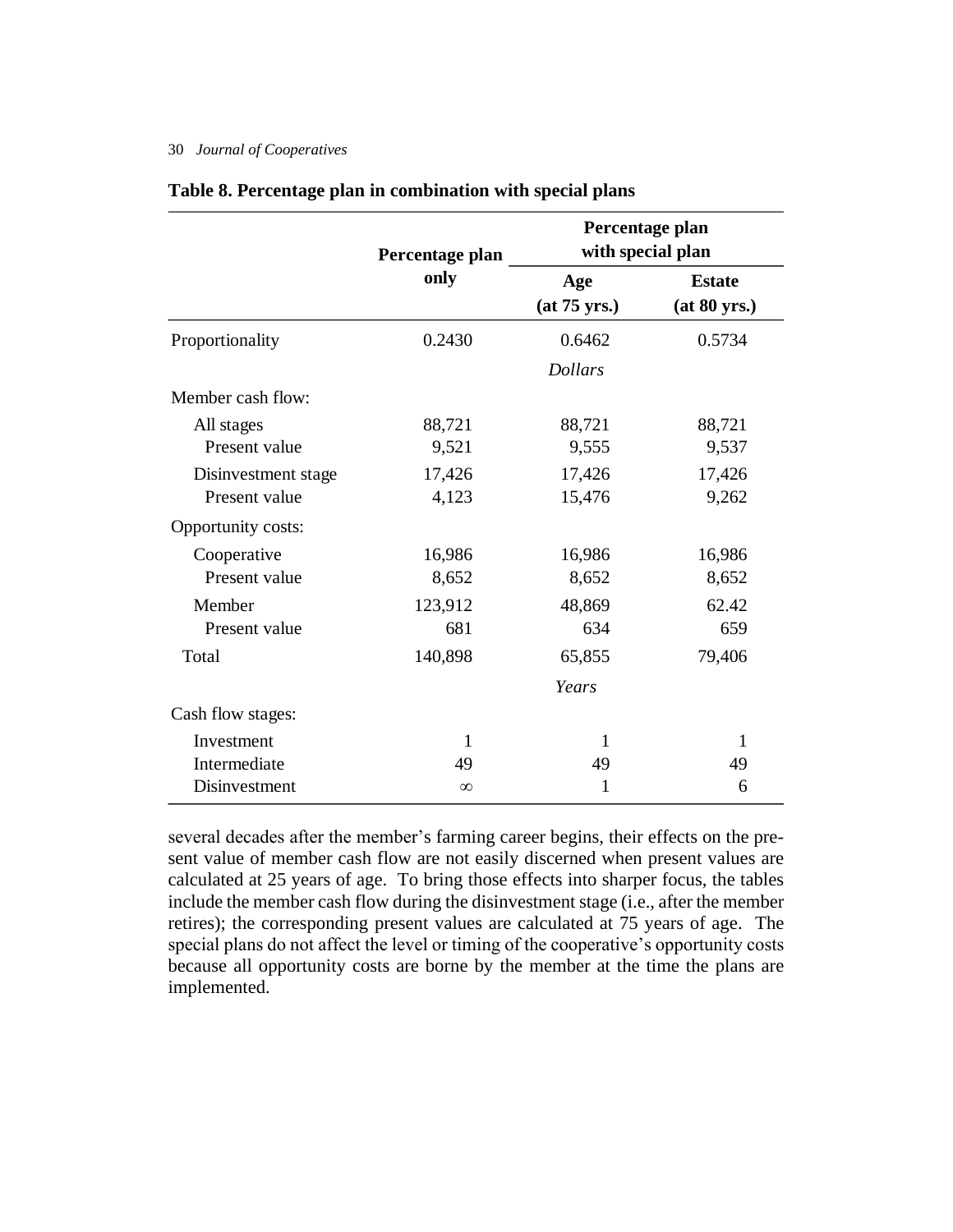**Table 8. Percentage plan in combination with special plans**

| | Percentage plan only | Percentage plan with special plan | |
|---|---|---|---|
| | | Age (at 75 yrs.) | Estate (at 80 yrs.) |
| Proportionality | 0.2430 | 0.6462 | 0.5734 |
| | | *Dollars* | |
| Member cash flow: | | | |
| All stages | 88,721 | 88,721 | 88,721 |
| Present value | 9,521 | 9,555 | 9,537 |
| Disinvestment stage | 17,426 | 17,426 | 17,426 |
| Present value | 4,123 | 15,476 | 9,262 |
| Opportunity costs: | | | |
| Cooperative | 16,986 | 16,986 | 16,986 |
| Present value | 8,652 | 8,652 | 8,652 |
| Member | 123,912 | 48,869 | 62.42 |
| Present value | 681 | 634 | 659 |
| Total | 140,898 | 65,855 | 79,406 |
| | | *Years* | |
| Cash flow stages: | | | |
| Investment | 1 | 1 | 1 |
| Intermediate | 49 | 49 | 49 |
| Disinvestment | $\infty$ | 1 | 6 |

several decades after the member's farming career begins, their effects on the present value of member cash flow are not easily discerned when present values are calculated at 25 years of age. To bring those effects into sharper focus, the tables include the member cash flow during the disinvestment stage (i.e., after the member retires); the corresponding present values are calculated at 75 years of age. The special plans do not affect the level or timing of the cooperative's opportunity costs because all opportunity costs are borne by the member at the time the plans are implemented.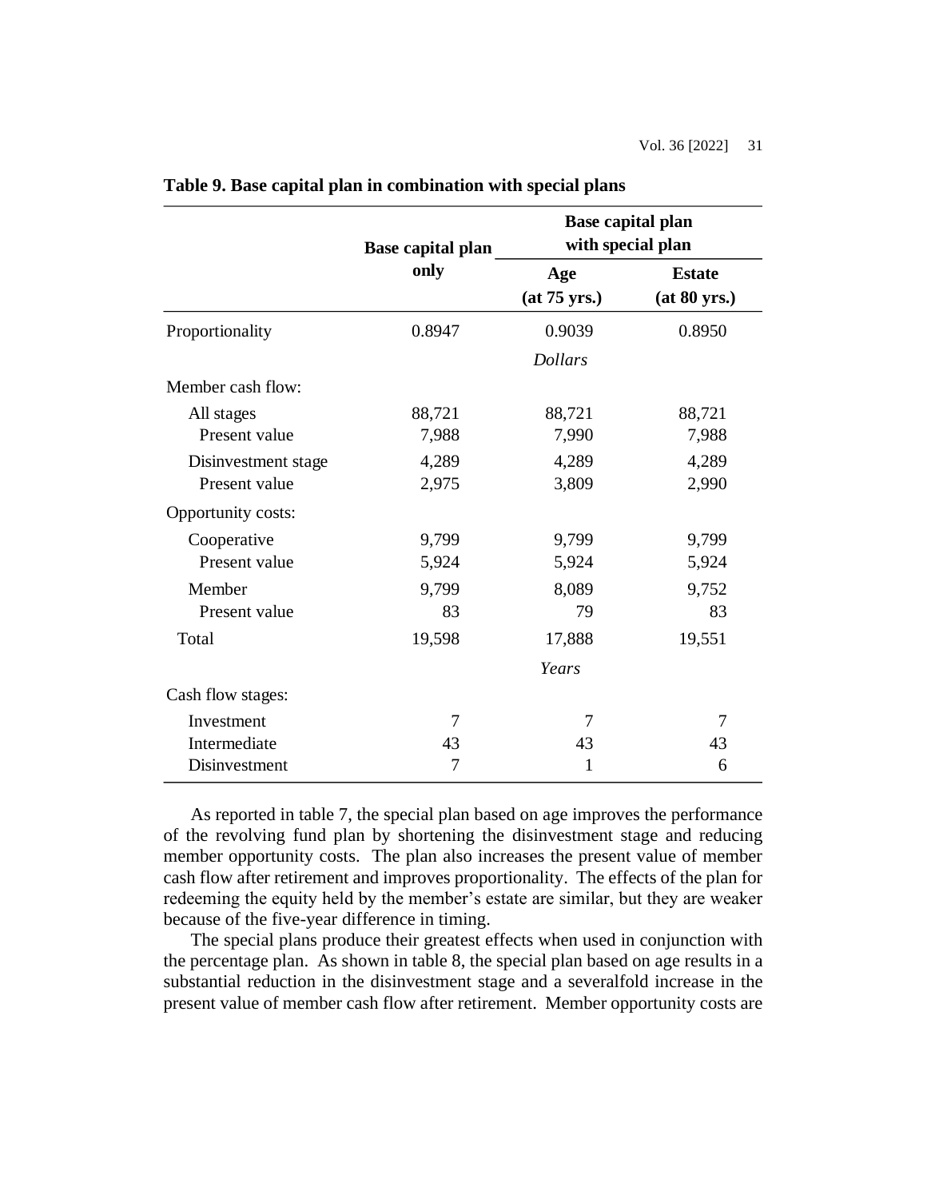**Table 9. Base capital plan in combination with special plans**

| | Base capital plan only | Base capital plan with special plan | |
|---|---|---|---|
| | | Age (at 75 yrs.) | Estate (at 80 yrs.) |
| Proportionality | 0.8947 | 0.9039 | 0.8950 |
| | | *Dollars* | |
| Member cash flow: | | | |
| All stages | 88,721 | 88,721 | 88,721 |
| Present value | 7,988 | 7,990 | 7,988 |
| Disinvestment stage | 4,289 | 4,289 | 4,289 |
| Present value | 2,975 | 3,809 | 2,990 |
| Opportunity costs: | | | |
| Cooperative | 9,799 | 9,799 | 9,799 |
| Present value | 5,924 | 5,924 | 5,924 |
| Member | 9,799 | 8,089 | 9,752 |
| Present value | 83 | 79 | 83 |
| Total | 19,598 | 17,888 | 19,551 |
| | | *Years* | |
| Cash flow stages: | | | |
| Investment | 7 | 7 | 7 |
| Intermediate | 43 | 43 | 43 |
| Disinvestment | 7 | 1 | 6 |

As reported in table 7, the special plan based on age improves the performance of the revolving fund plan by shortening the disinvestment stage and reducing member opportunity costs. The plan also increases the present value of member cash flow after retirement and improves proportionality. The effects of the plan for redeeming the equity held by the member's estate are similar, but they are weaker because of the five-year difference in timing.

The special plans produce their greatest effects when used in conjunction with the percentage plan. As shown in table 8, the special plan based on age results in a substantial reduction in the disinvestment stage and a severalfold increase in the present value of member cash flow after retirement. Member opportunity costs are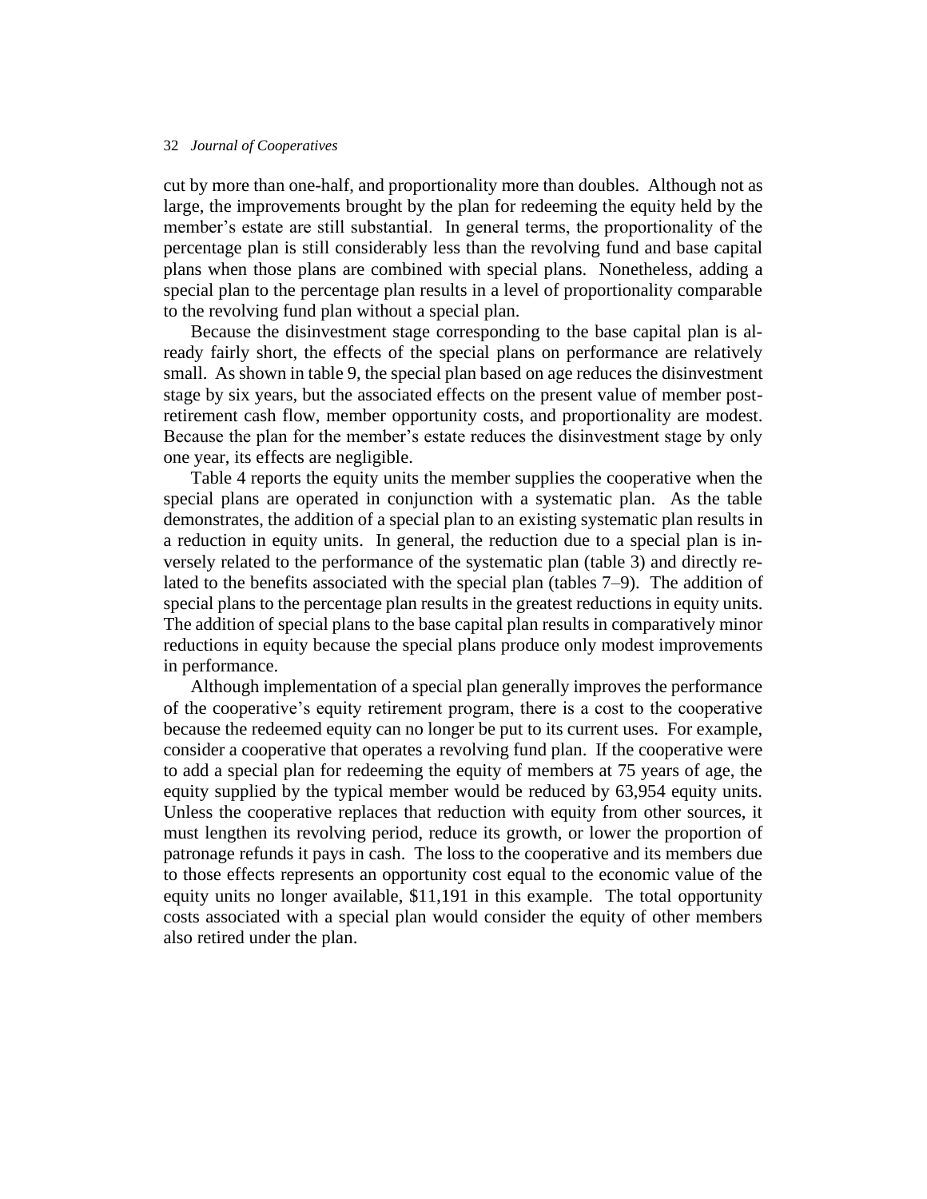cut by more than one-half, and proportionality more than doubles. Although not as large, the improvements brought by the plan for redeeming the equity held by the member's estate are still substantial. In general terms, the proportionality of the percentage plan is still considerably less than the revolving fund and base capital plans when those plans are combined with special plans. Nonetheless, adding a special plan to the percentage plan results in a level of proportionality comparable to the revolving fund plan without a special plan.

Because the disinvestment stage corresponding to the base capital plan is already fairly short, the effects of the special plans on performance are relatively small. As shown in table 9, the special plan based on age reduces the disinvestment stage by six years, but the associated effects on the present value of member post-retirement cash flow, member opportunity costs, and proportionality are modest. Because the plan for the member's estate reduces the disinvestment stage by only one year, its effects are negligible.

Table 4 reports the equity units the member supplies the cooperative when the special plans are operated in conjunction with a systematic plan. As the table demonstrates, the addition of a special plan to an existing systematic plan results in a reduction in equity units. In general, the reduction due to a special plan is inversely related to the performance of the systematic plan (table 3) and directly related to the benefits associated with the special plan (tables 7–9). The addition of special plans to the percentage plan results in the greatest reductions in equity units. The addition of special plans to the base capital plan results in comparatively minor reductions in equity because the special plans produce only modest improvements in performance.

Although implementation of a special plan generally improves the performance of the cooperative's equity retirement program, there is a cost to the cooperative because the redeemed equity can no longer be put to its current uses. For example, consider a cooperative that operates a revolving fund plan. If the cooperative were to add a special plan for redeeming the equity of members at 75 years of age, the equity supplied by the typical member would be reduced by 63,954 equity units. Unless the cooperative replaces that reduction with equity from other sources, it must lengthen its revolving period, reduce its growth, or lower the proportion of patronage refunds it pays in cash. The loss to the cooperative and its members due to those effects represents an opportunity cost equal to the economic value of the equity units no longer available, $11,191 in this example. The total opportunity costs associated with a special plan would consider the equity of other members also retired under the plan.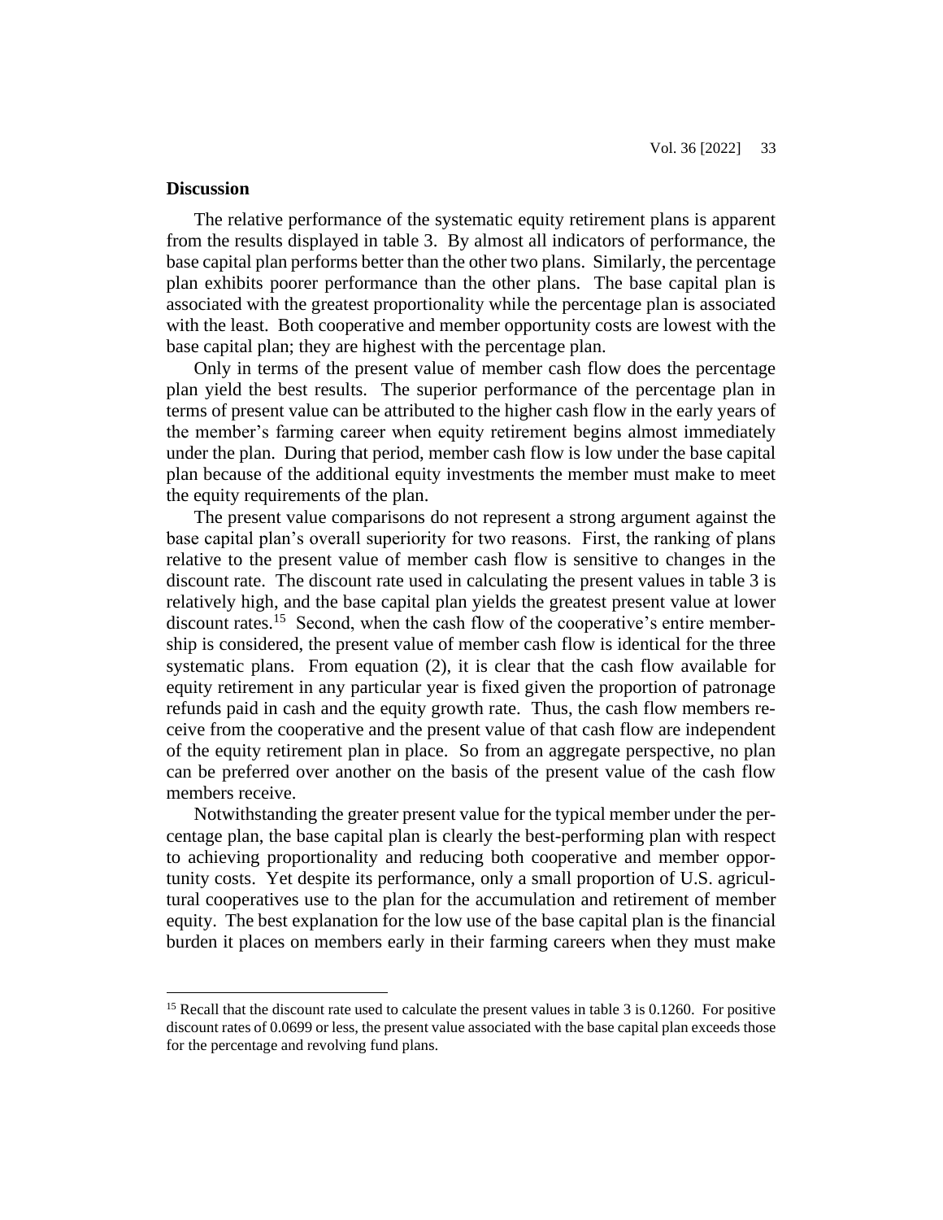### Discussion

The relative performance of the systematic equity retirement plans is apparent from the results displayed in table 3. By almost all indicators of performance, the base capital plan performs better than the other two plans. Similarly, the percentage plan exhibits poorer performance than the other plans. The base capital plan is associated with the greatest proportionality while the percentage plan is associated with the least. Both cooperative and member opportunity costs are lowest with the base capital plan; they are highest with the percentage plan.

Only in terms of the present value of member cash flow does the percentage plan yield the best results. The superior performance of the percentage plan in terms of present value can be attributed to the higher cash flow in the early years of the member's farming career when equity retirement begins almost immediately under the plan. During that period, member cash flow is low under the base capital plan because of the additional equity investments the member must make to meet the equity requirements of the plan.

The present value comparisons do not represent a strong argument against the base capital plan's overall superiority for two reasons. First, the ranking of plans relative to the present value of member cash flow is sensitive to changes in the discount rate. The discount rate used in calculating the present values in table 3 is relatively high, and the base capital plan yields the greatest present value at lower discount rates.[15] Second, when the cash flow of the cooperative's entire membership is considered, the present value of member cash flow is identical for the three systematic plans. From equation (2), it is clear that the cash flow available for equity retirement in any particular year is fixed given the proportion of patronage refunds paid in cash and the equity growth rate. Thus, the cash flow members receive from the cooperative and the present value of that cash flow are independent of the equity retirement plan in place. So from an aggregate perspective, no plan can be preferred over another on the basis of the present value of the cash flow members receive.

Notwithstanding the greater present value for the typical member under the percentage plan, the base capital plan is clearly the best-performing plan with respect to achieving proportionality and reducing both cooperative and member opportunity costs. Yet despite its performance, only a small proportion of U.S. agricultural cooperatives use to the plan for the accumulation and retirement of member equity. The best explanation for the low use of the base capital plan is the financial burden it places on members early in their farming careers when they must make

[15] Recall that the discount rate used to calculate the present values in table 3 is 0.1260. For positive discount rates of 0.0699 or less, the present value associated with the base capital plan exceeds those for the percentage and revolving fund plans.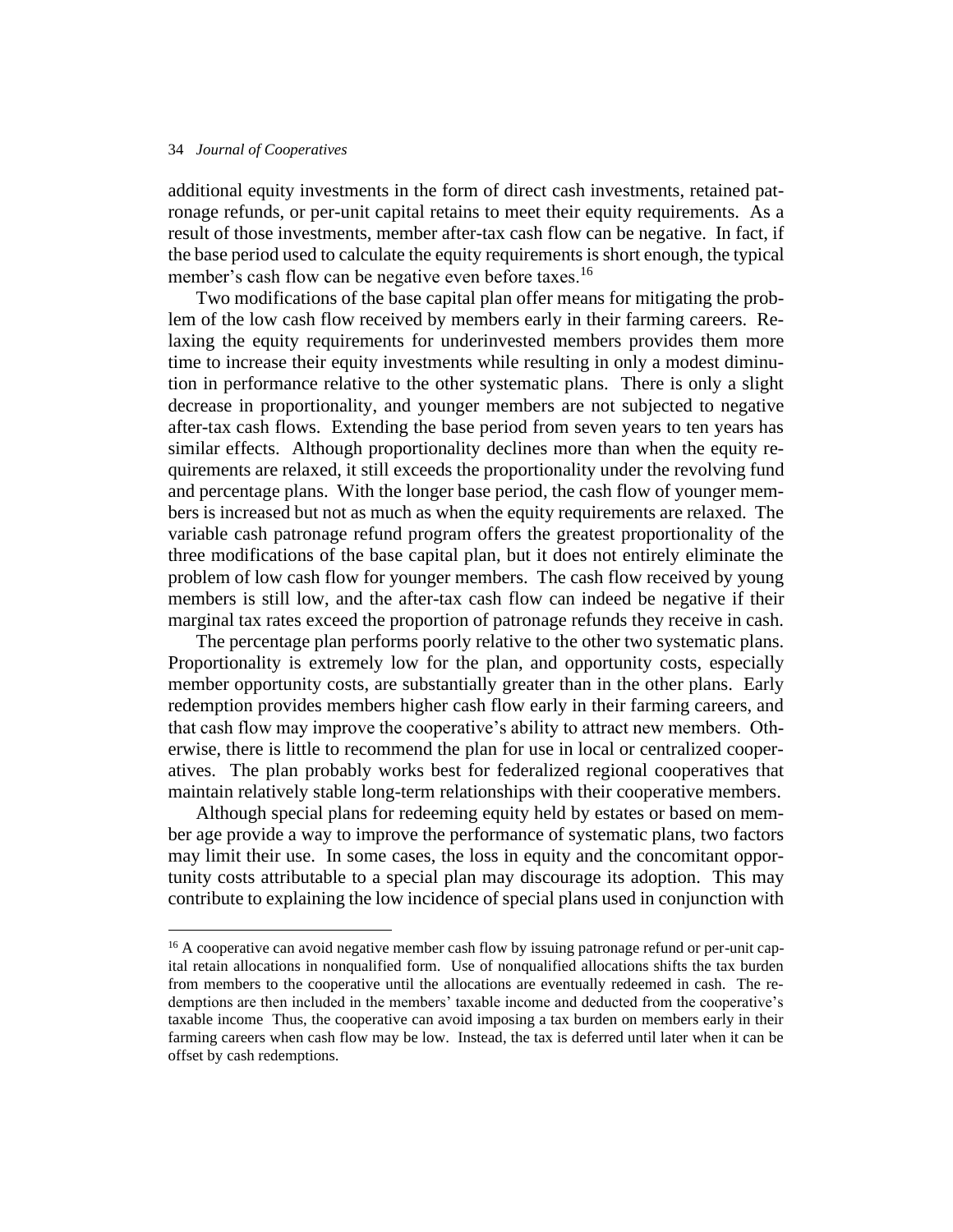additional equity investments in the form of direct cash investments, retained patronage refunds, or per-unit capital retains to meet their equity requirements. As a result of those investments, member after-tax cash flow can be negative. In fact, if the base period used to calculate the equity requirements is short enough, the typical member's cash flow can be negative even before taxes.[16]

Two modifications of the base capital plan offer means for mitigating the problem of the low cash flow received by members early in their farming careers. Relaxing the equity requirements for underinvested members provides them more time to increase their equity investments while resulting in only a modest diminution in performance relative to the other systematic plans. There is only a slight decrease in proportionality, and younger members are not subjected to negative after-tax cash flows. Extending the base period from seven years to ten years has similar effects. Although proportionality declines more than when the equity requirements are relaxed, it still exceeds the proportionality under the revolving fund and percentage plans. With the longer base period, the cash flow of younger members is increased but not as much as when the equity requirements are relaxed. The variable cash patronage refund program offers the greatest proportionality of the three modifications of the base capital plan, but it does not entirely eliminate the problem of low cash flow for younger members. The cash flow received by young members is still low, and the after-tax cash flow can indeed be negative if their marginal tax rates exceed the proportion of patronage refunds they receive in cash.

The percentage plan performs poorly relative to the other two systematic plans. Proportionality is extremely low for the plan, and opportunity costs, especially member opportunity costs, are substantially greater than in the other plans. Early redemption provides members higher cash flow early in their farming careers, and that cash flow may improve the cooperative's ability to attract new members. Otherwise, there is little to recommend the plan for use in local or centralized cooperatives. The plan probably works best for federalized regional cooperatives that maintain relatively stable long-term relationships with their cooperative members.

Although special plans for redeeming equity held by estates or based on member age provide a way to improve the performance of systematic plans, two factors may limit their use. In some cases, the loss in equity and the concomitant opportunity costs attributable to a special plan may discourage its adoption. This may contribute to explaining the low incidence of special plans used in conjunction with

[16] A cooperative can avoid negative member cash flow by issuing patronage refund or per-unit capital retain allocations in nonqualified form. Use of nonqualified allocations shifts the tax burden from members to the cooperative until the allocations are eventually redeemed in cash. The redemptions are then included in the members' taxable income and deducted from the cooperative's taxable income Thus, the cooperative can avoid imposing a tax burden on members early in their farming careers when cash flow may be low. Instead, the tax is deferred until later when it can be offset by cash redemptions.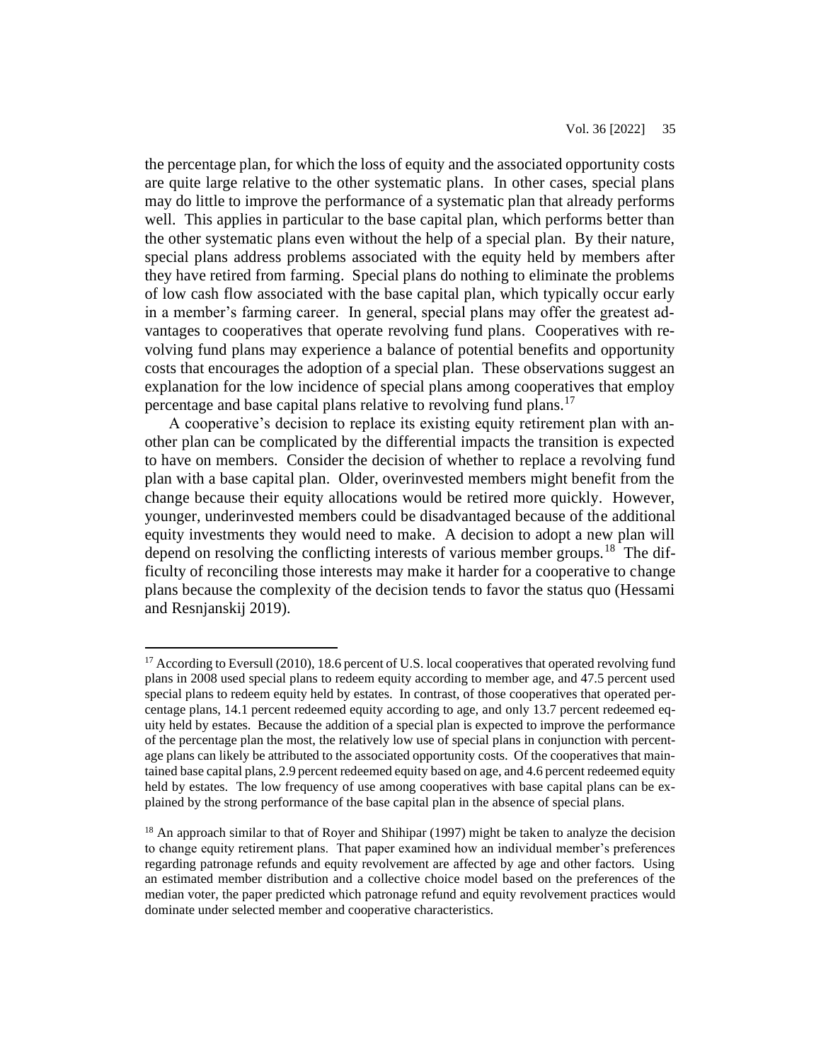the percentage plan, for which the loss of equity and the associated opportunity costs are quite large relative to the other systematic plans. In other cases, special plans may do little to improve the performance of a systematic plan that already performs well. This applies in particular to the base capital plan, which performs better than the other systematic plans even without the help of a special plan. By their nature, special plans address problems associated with the equity held by members after they have retired from farming. Special plans do nothing to eliminate the problems of low cash flow associated with the base capital plan, which typically occur early in a member's farming career. In general, special plans may offer the greatest advantages to cooperatives that operate revolving fund plans. Cooperatives with revolving fund plans may experience a balance of potential benefits and opportunity costs that encourages the adoption of a special plan. These observations suggest an explanation for the low incidence of special plans among cooperatives that employ percentage and base capital plans relative to revolving fund plans.[17]

A cooperative's decision to replace its existing equity retirement plan with another plan can be complicated by the differential impacts the transition is expected to have on members. Consider the decision of whether to replace a revolving fund plan with a base capital plan. Older, overinvested members might benefit from the change because their equity allocations would be retired more quickly. However, younger, underinvested members could be disadvantaged because of the additional equity investments they would need to make. A decision to adopt a new plan will depend on resolving the conflicting interests of various member groups.[18] The difficulty of reconciling those interests may make it harder for a cooperative to change plans because the complexity of the decision tends to favor the status quo (Hessami and Resnjanskij 2019).

---

[17] According to Eversull (2010), 18.6 percent of U.S. local cooperatives that operated revolving fund plans in 2008 used special plans to redeem equity according to member age, and 47.5 percent used special plans to redeem equity held by estates. In contrast, of those cooperatives that operated percentage plans, 14.1 percent redeemed equity according to age, and only 13.7 percent redeemed equity held by estates. Because the addition of a special plan is expected to improve the performance of the percentage plan the most, the relatively low use of special plans in conjunction with percentage plans can likely be attributed to the associated opportunity costs. Of the cooperatives that maintained base capital plans, 2.9 percent redeemed equity based on age, and 4.6 percent redeemed equity held by estates. The low frequency of use among cooperatives with base capital plans can be explained by the strong performance of the base capital plan in the absence of special plans.

[18] An approach similar to that of Royer and Shihipar (1997) might be taken to analyze the decision to change equity retirement plans. That paper examined how an individual member's preferences regarding patronage refunds and equity revolvement are affected by age and other factors. Using an estimated member distribution and a collective choice model based on the preferences of the median voter, the paper predicted which patronage refund and equity revolvement practices would dominate under selected member and cooperative characteristics.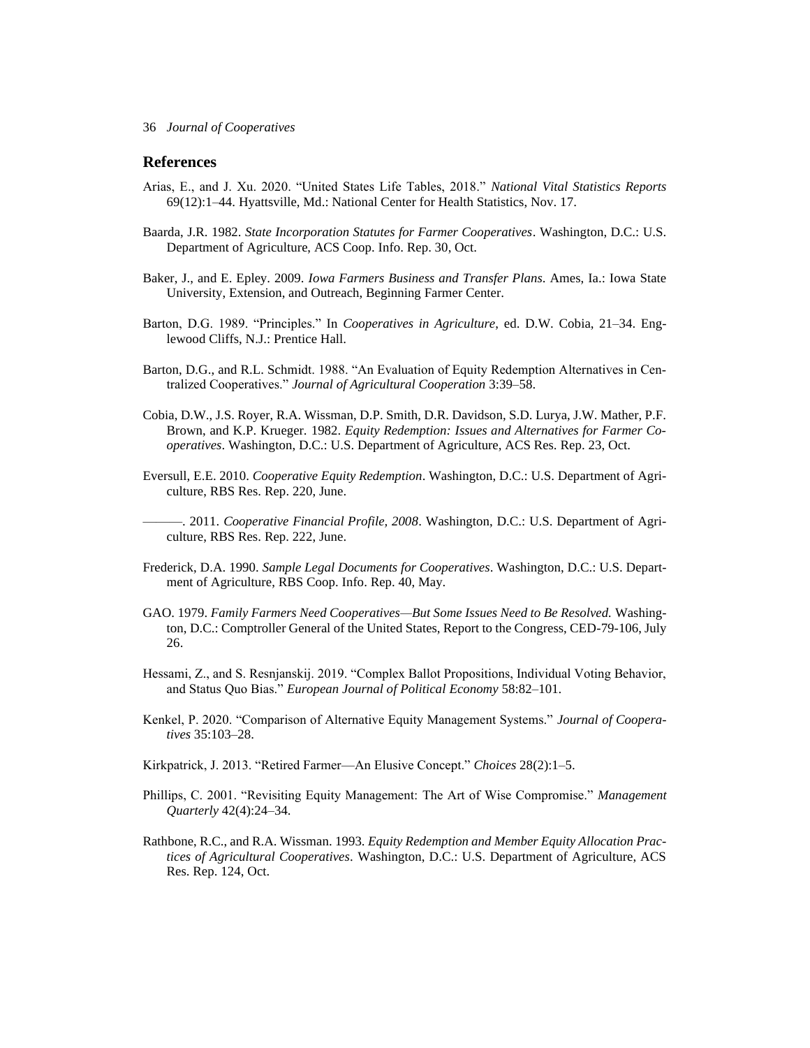## References

Arias, E., and J. Xu. 2020. "United States Life Tables, 2018." *National Vital Statistics Reports* 69(12):1–44. Hyattsville, Md.: National Center for Health Statistics, Nov. 17.

Baarda, J.R. 1982. *State Incorporation Statutes for Farmer Cooperatives*. Washington, D.C.: U.S. Department of Agriculture, ACS Coop. Info. Rep. 30, Oct.

Baker, J., and E. Epley. 2009. *Iowa Farmers Business and Transfer Plans*. Ames, Ia.: Iowa State University, Extension, and Outreach, Beginning Farmer Center.

Barton, D.G. 1989. "Principles." In *Cooperatives in Agriculture*, ed. D.W. Cobia, 21–34. Englewood Cliffs, N.J.: Prentice Hall.

Barton, D.G., and R.L. Schmidt. 1988. "An Evaluation of Equity Redemption Alternatives in Centralized Cooperatives." *Journal of Agricultural Cooperation* 3:39–58.

Cobia, D.W., J.S. Royer, R.A. Wissman, D.P. Smith, D.R. Davidson, S.D. Lurya, J.W. Mather, P.F. Brown, and K.P. Krueger. 1982. *Equity Redemption: Issues and Alternatives for Farmer Cooperatives*. Washington, D.C.: U.S. Department of Agriculture, ACS Res. Rep. 23, Oct.

Eversull, E.E. 2010. *Cooperative Equity Redemption*. Washington, D.C.: U.S. Department of Agriculture, RBS Res. Rep. 220, June.

———. 2011. *Cooperative Financial Profile, 2008*. Washington, D.C.: U.S. Department of Agriculture, RBS Res. Rep. 222, June.

Frederick, D.A. 1990. *Sample Legal Documents for Cooperatives*. Washington, D.C.: U.S. Department of Agriculture, RBS Coop. Info. Rep. 40, May.

GAO. 1979. *Family Farmers Need Cooperatives—But Some Issues Need to Be Resolved.* Washington, D.C.: Comptroller General of the United States, Report to the Congress, CED-79-106, July 26.

Hessami, Z., and S. Resnjanskij. 2019. "Complex Ballot Propositions, Individual Voting Behavior, and Status Quo Bias." *European Journal of Political Economy* 58:82–101.

Kenkel, P. 2020. "Comparison of Alternative Equity Management Systems." *Journal of Cooperatives* 35:103–28.

Kirkpatrick, J. 2013. "Retired Farmer—An Elusive Concept." *Choices* 28(2):1–5.

Phillips, C. 2001. "Revisiting Equity Management: The Art of Wise Compromise." *Management Quarterly* 42(4):24–34.

Rathbone, R.C., and R.A. Wissman. 1993. *Equity Redemption and Member Equity Allocation Practices of Agricultural Cooperatives*. Washington, D.C.: U.S. Department of Agriculture, ACS Res. Rep. 124, Oct.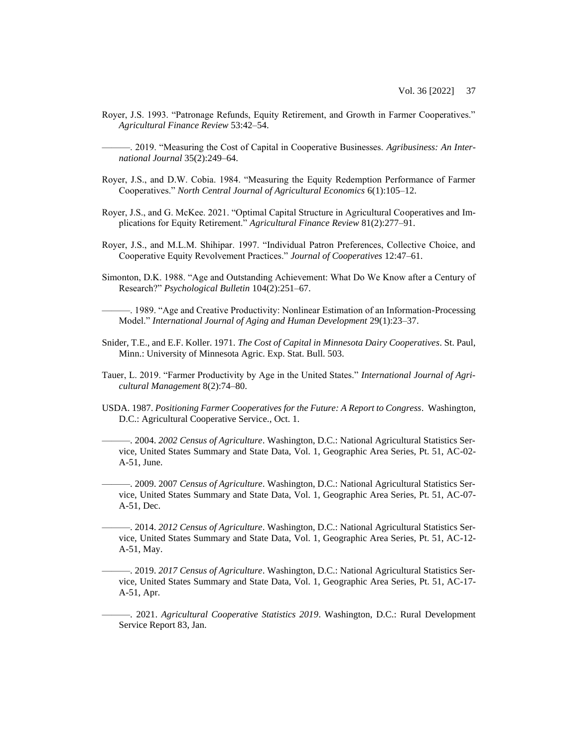Royer, J.S. 1993. "Patronage Refunds, Equity Retirement, and Growth in Farmer Cooperatives." *Agricultural Finance Review* 53:42–54.

———. 2019. "Measuring the Cost of Capital in Cooperative Businesses. *Agribusiness: An International Journal* 35(2):249–64.

Royer, J.S., and D.W. Cobia. 1984. "Measuring the Equity Redemption Performance of Farmer Cooperatives." *North Central Journal of Agricultural Economics* 6(1):105–12.

Royer, J.S., and G. McKee. 2021. "Optimal Capital Structure in Agricultural Cooperatives and Implications for Equity Retirement." *Agricultural Finance Review* 81(2):277–91.

Royer, J.S., and M.L.M. Shihipar. 1997. "Individual Patron Preferences, Collective Choice, and Cooperative Equity Revolvement Practices." *Journal of Cooperatives* 12:47–61.

Simonton, D.K. 1988. "Age and Outstanding Achievement: What Do We Know after a Century of Research?" *Psychological Bulletin* 104(2):251–67.

———. 1989. "Age and Creative Productivity: Nonlinear Estimation of an Information-Processing Model." *International Journal of Aging and Human Development* 29(1):23–37.

Snider, T.E., and E.F. Koller. 1971. *The Cost of Capital in Minnesota Dairy Cooperatives*. St. Paul, Minn.: University of Minnesota Agric. Exp. Stat. Bull. 503.

Tauer, L. 2019. "Farmer Productivity by Age in the United States." *International Journal of Agricultural Management* 8(2):74–80.

USDA. 1987. *Positioning Farmer Cooperatives for the Future: A Report to Congress*. Washington, D.C.: Agricultural Cooperative Service., Oct. 1.

———. 2004. *2002 Census of Agriculture*. Washington, D.C.: National Agricultural Statistics Service, United States Summary and State Data, Vol. 1, Geographic Area Series, Pt. 51, AC-02-A-51, June.

———. 2009. 2007 *Census of Agriculture*. Washington, D.C.: National Agricultural Statistics Service, United States Summary and State Data, Vol. 1, Geographic Area Series, Pt. 51, AC-07-A-51, Dec.

———. 2014. *2012 Census of Agriculture*. Washington, D.C.: National Agricultural Statistics Service, United States Summary and State Data, Vol. 1, Geographic Area Series, Pt. 51, AC-12-A-51, May.

———. 2019. *2017 Census of Agriculture*. Washington, D.C.: National Agricultural Statistics Service, United States Summary and State Data, Vol. 1, Geographic Area Series, Pt. 51, AC-17-A-51, Apr.

———. 2021. *Agricultural Cooperative Statistics 2019*. Washington, D.C.: Rural Development Service Report 83, Jan.